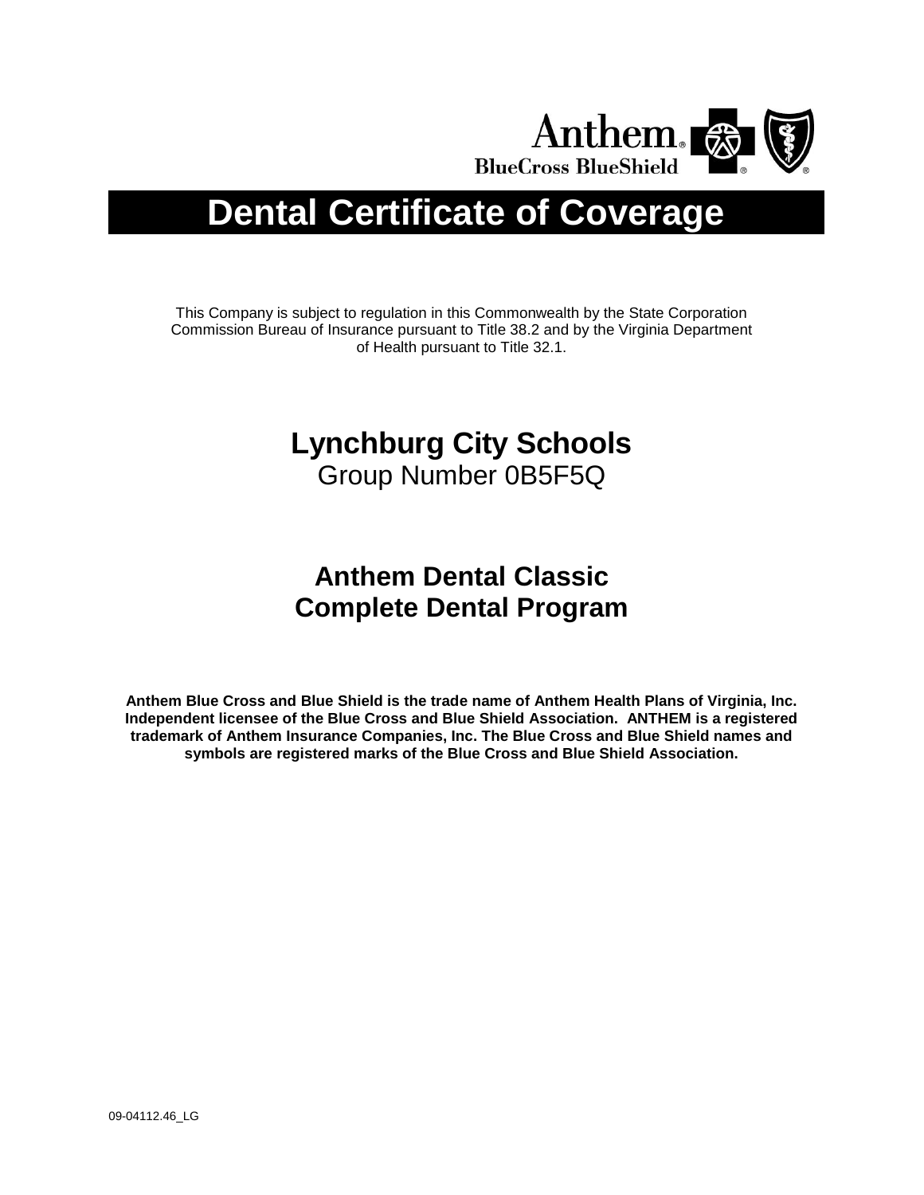Anthem BlueCross BlueShield

# Dental Certificate of Coverage

This Company is subject to regulation in this Commonwealth by the State Corporation Commission Bureau of Insurance pursuant to Title 38.2 and by the Virginia Department of Health pursuant to Title 32.1.

## Lynchburg City Schools

Group Number 0B5F5Q

## Anthem Dental Classic
## Complete Dental Program

**Anthem Blue Cross and Blue Shield is the trade name of Anthem Health Plans of Virginia, Inc. Independent licensee of the Blue Cross and Blue Shield Association. ANTHEM is a registered trademark of Anthem Insurance Companies, Inc. The Blue Cross and Blue Shield names and symbols are registered marks of the Blue Cross and Blue Shield Association.**

09-04112.46_LG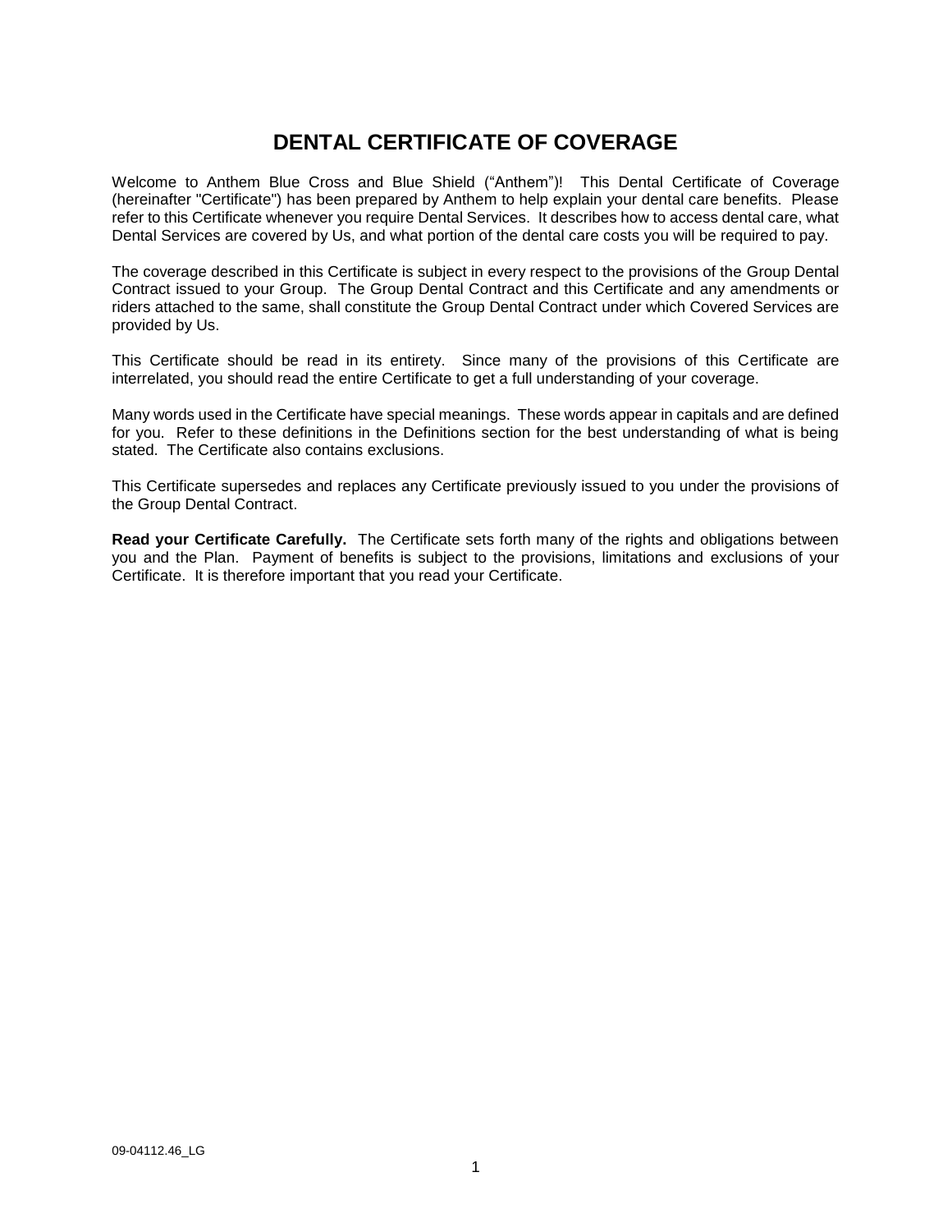# DENTAL CERTIFICATE OF COVERAGE

Welcome to Anthem Blue Cross and Blue Shield ("Anthem")! This Dental Certificate of Coverage (hereinafter "Certificate") has been prepared by Anthem to help explain your dental care benefits. Please refer to this Certificate whenever you require Dental Services. It describes how to access dental care, what Dental Services are covered by Us, and what portion of the dental care costs you will be required to pay.

The coverage described in this Certificate is subject in every respect to the provisions of the Group Dental Contract issued to your Group. The Group Dental Contract and this Certificate and any amendments or riders attached to the same, shall constitute the Group Dental Contract under which Covered Services are provided by Us.

This Certificate should be read in its entirety. Since many of the provisions of this Certificate are interrelated, you should read the entire Certificate to get a full understanding of your coverage.

Many words used in the Certificate have special meanings. These words appear in capitals and are defined for you. Refer to these definitions in the Definitions section for the best understanding of what is being stated. The Certificate also contains exclusions.

This Certificate supersedes and replaces any Certificate previously issued to you under the provisions of the Group Dental Contract.

**Read your Certificate Carefully.** The Certificate sets forth many of the rights and obligations between you and the Plan. Payment of benefits is subject to the provisions, limitations and exclusions of your Certificate. It is therefore important that you read your Certificate.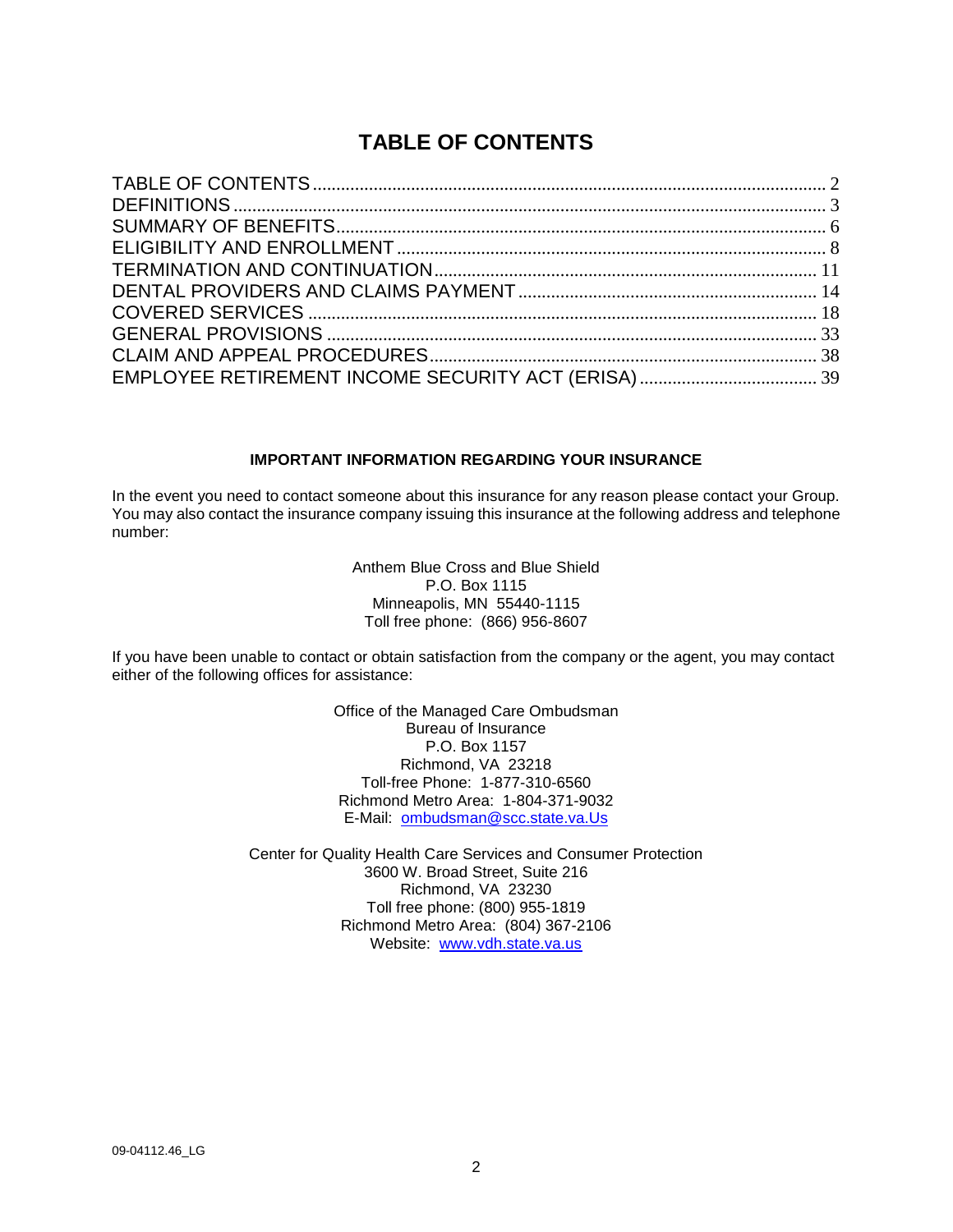# TABLE OF CONTENTS

TABLE OF CONTENTS .......... 2
DEFINITIONS .......... 3
SUMMARY OF BENEFITS .......... 6
ELIGIBILITY AND ENROLLMENT .......... 8
TERMINATION AND CONTINUATION .......... 11
DENTAL PROVIDERS AND CLAIMS PAYMENT .......... 14
COVERED SERVICES .......... 18
GENERAL PROVISIONS .......... 33
CLAIM AND APPEAL PROCEDURES .......... 38
EMPLOYEE RETIREMENT INCOME SECURITY ACT (ERISA) .......... 39

**IMPORTANT INFORMATION REGARDING YOUR INSURANCE**

In the event you need to contact someone about this insurance for any reason please contact your Group. You may also contact the insurance company issuing this insurance at the following address and telephone number:

Anthem Blue Cross and Blue Shield
P.O. Box 1115
Minneapolis, MN 55440-1115
Toll free phone: (866) 956-8607

If you have been unable to contact or obtain satisfaction from the company or the agent, you may contact either of the following offices for assistance:

Office of the Managed Care Ombudsman
Bureau of Insurance
P.O. Box 1157
Richmond, VA 23218
Toll-free Phone: 1-877-310-6560
Richmond Metro Area: 1-804-371-9032
E-Mail: ombudsman@scc.state.va.Us

Center for Quality Health Care Services and Consumer Protection
3600 W. Broad Street, Suite 216
Richmond, VA 23230
Toll free phone: (800) 955-1819
Richmond Metro Area: (804) 367-2106
Website: www.vdh.state.va.us

09-04112.46_LG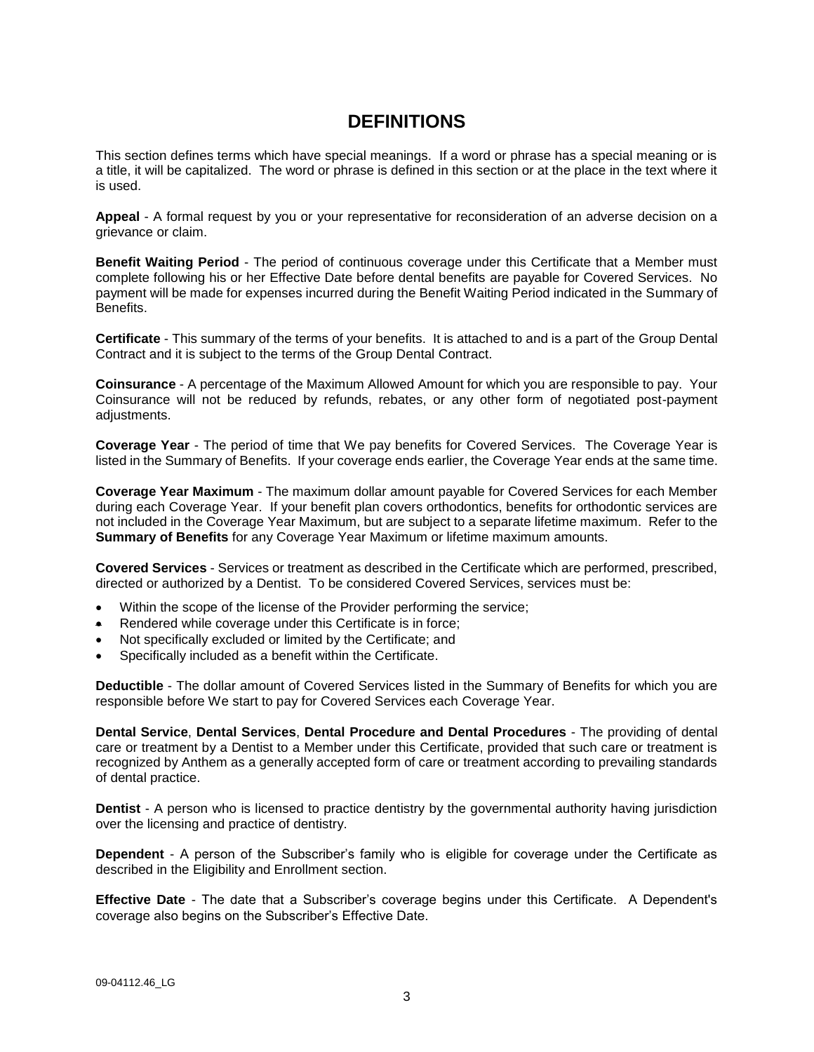# DEFINITIONS

This section defines terms which have special meanings. If a word or phrase has a special meaning or is a title, it will be capitalized. The word or phrase is defined in this section or at the place in the text where it is used.

**Appeal** - A formal request by you or your representative for reconsideration of an adverse decision on a grievance or claim.

**Benefit Waiting Period** - The period of continuous coverage under this Certificate that a Member must complete following his or her Effective Date before dental benefits are payable for Covered Services. No payment will be made for expenses incurred during the Benefit Waiting Period indicated in the Summary of Benefits.

**Certificate** - This summary of the terms of your benefits. It is attached to and is a part of the Group Dental Contract and it is subject to the terms of the Group Dental Contract.

**Coinsurance** - A percentage of the Maximum Allowed Amount for which you are responsible to pay. Your Coinsurance will not be reduced by refunds, rebates, or any other form of negotiated post-payment adjustments.

**Coverage Year** - The period of time that We pay benefits for Covered Services. The Coverage Year is listed in the Summary of Benefits. If your coverage ends earlier, the Coverage Year ends at the same time.

**Coverage Year Maximum** - The maximum dollar amount payable for Covered Services for each Member during each Coverage Year. If your benefit plan covers orthodontics, benefits for orthodontic services are not included in the Coverage Year Maximum, but are subject to a separate lifetime maximum. Refer to the **Summary of Benefits** for any Coverage Year Maximum or lifetime maximum amounts.

**Covered Services** - Services or treatment as described in the Certificate which are performed, prescribed, directed or authorized by a Dentist. To be considered Covered Services, services must be:

- Within the scope of the license of the Provider performing the service;
- Rendered while coverage under this Certificate is in force;
- Not specifically excluded or limited by the Certificate; and
- Specifically included as a benefit within the Certificate.

**Deductible** - The dollar amount of Covered Services listed in the Summary of Benefits for which you are responsible before We start to pay for Covered Services each Coverage Year.

**Dental Service**, **Dental Services**, **Dental Procedure and Dental Procedures** - The providing of dental care or treatment by a Dentist to a Member under this Certificate, provided that such care or treatment is recognized by Anthem as a generally accepted form of care or treatment according to prevailing standards of dental practice.

**Dentist** - A person who is licensed to practice dentistry by the governmental authority having jurisdiction over the licensing and practice of dentistry.

**Dependent** - A person of the Subscriber's family who is eligible for coverage under the Certificate as described in the Eligibility and Enrollment section.

**Effective Date** - The date that a Subscriber's coverage begins under this Certificate. A Dependent's coverage also begins on the Subscriber's Effective Date.

09-04112.46_LG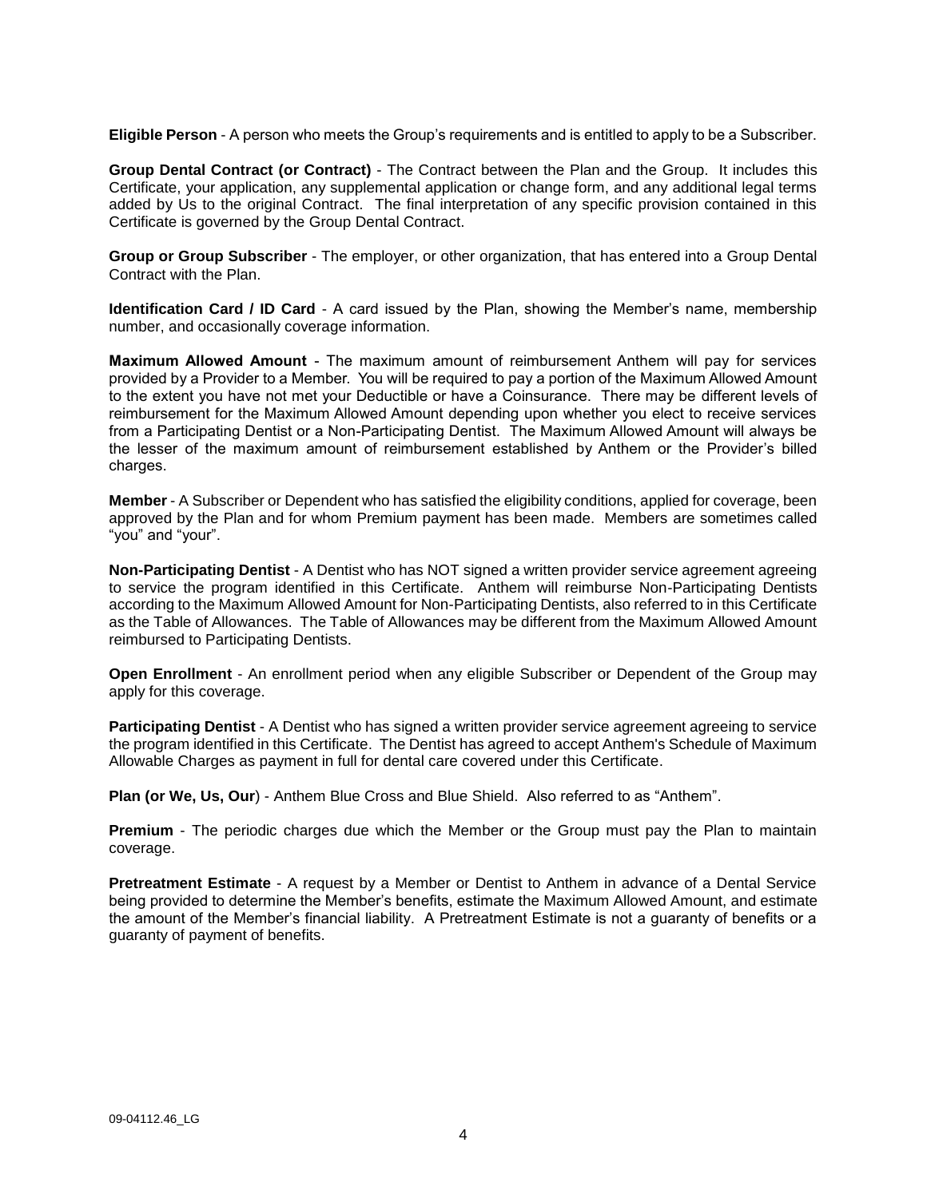**Eligible Person** - A person who meets the Group's requirements and is entitled to apply to be a Subscriber.

**Group Dental Contract (or Contract)** - The Contract between the Plan and the Group. It includes this Certificate, your application, any supplemental application or change form, and any additional legal terms added by Us to the original Contract. The final interpretation of any specific provision contained in this Certificate is governed by the Group Dental Contract.

**Group or Group Subscriber** - The employer, or other organization, that has entered into a Group Dental Contract with the Plan.

**Identification Card / ID Card** - A card issued by the Plan, showing the Member's name, membership number, and occasionally coverage information.

**Maximum Allowed Amount** - The maximum amount of reimbursement Anthem will pay for services provided by a Provider to a Member. You will be required to pay a portion of the Maximum Allowed Amount to the extent you have not met your Deductible or have a Coinsurance. There may be different levels of reimbursement for the Maximum Allowed Amount depending upon whether you elect to receive services from a Participating Dentist or a Non-Participating Dentist. The Maximum Allowed Amount will always be the lesser of the maximum amount of reimbursement established by Anthem or the Provider's billed charges.

**Member** - A Subscriber or Dependent who has satisfied the eligibility conditions, applied for coverage, been approved by the Plan and for whom Premium payment has been made. Members are sometimes called "you" and "your".

**Non-Participating Dentist** - A Dentist who has NOT signed a written provider service agreement agreeing to service the program identified in this Certificate. Anthem will reimburse Non-Participating Dentists according to the Maximum Allowed Amount for Non-Participating Dentists, also referred to in this Certificate as the Table of Allowances. The Table of Allowances may be different from the Maximum Allowed Amount reimbursed to Participating Dentists.

**Open Enrollment** - An enrollment period when any eligible Subscriber or Dependent of the Group may apply for this coverage.

**Participating Dentist** - A Dentist who has signed a written provider service agreement agreeing to service the program identified in this Certificate. The Dentist has agreed to accept Anthem's Schedule of Maximum Allowable Charges as payment in full for dental care covered under this Certificate.

**Plan (or We, Us, Our**) - Anthem Blue Cross and Blue Shield. Also referred to as "Anthem".

**Premium** - The periodic charges due which the Member or the Group must pay the Plan to maintain coverage.

**Pretreatment Estimate** - A request by a Member or Dentist to Anthem in advance of a Dental Service being provided to determine the Member's benefits, estimate the Maximum Allowed Amount, and estimate the amount of the Member's financial liability. A Pretreatment Estimate is not a guaranty of benefits or a guaranty of payment of benefits.

09-04112.46_LG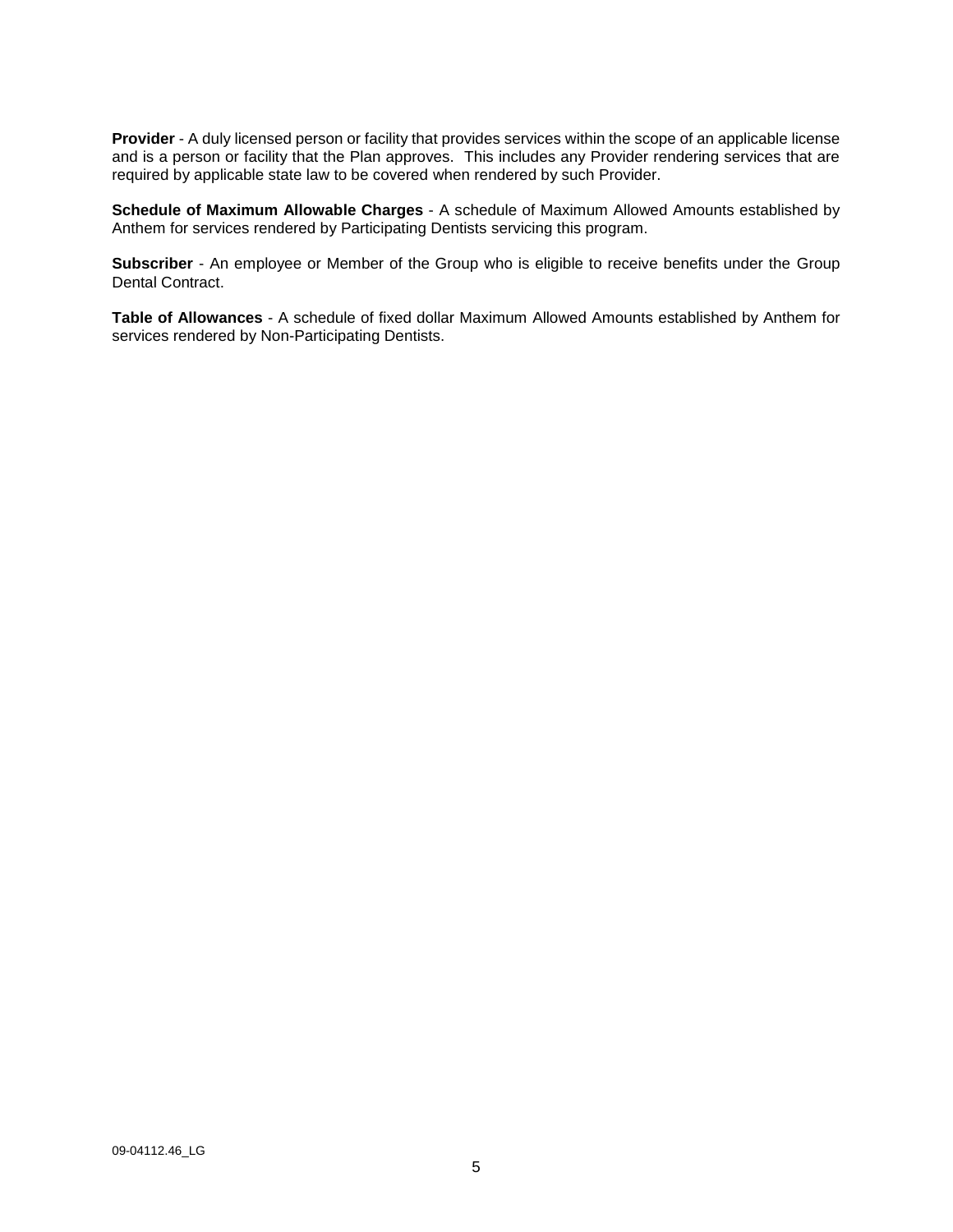**Provider** - A duly licensed person or facility that provides services within the scope of an applicable license and is a person or facility that the Plan approves. This includes any Provider rendering services that are required by applicable state law to be covered when rendered by such Provider.

**Schedule of Maximum Allowable Charges** - A schedule of Maximum Allowed Amounts established by Anthem for services rendered by Participating Dentists servicing this program.

**Subscriber** - An employee or Member of the Group who is eligible to receive benefits under the Group Dental Contract.

**Table of Allowances** - A schedule of fixed dollar Maximum Allowed Amounts established by Anthem for services rendered by Non-Participating Dentists.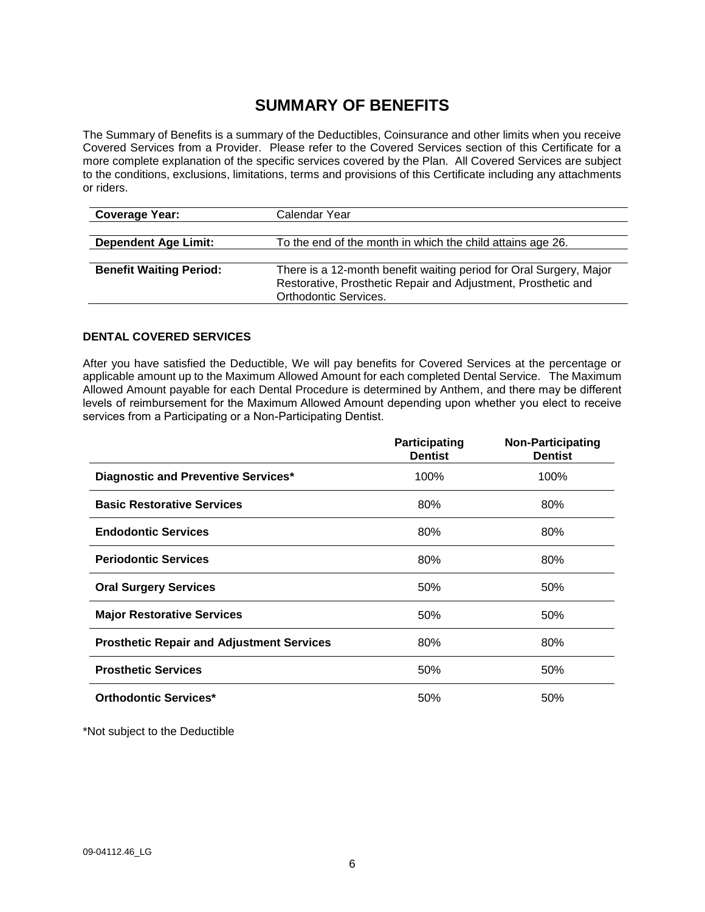# SUMMARY OF BENEFITS

The Summary of Benefits is a summary of the Deductibles, Coinsurance and other limits when you receive Covered Services from a Provider. Please refer to the Covered Services section of this Certificate for a more complete explanation of the specific services covered by the Plan. All Covered Services are subject to the conditions, exclusions, limitations, terms and provisions of this Certificate including any attachments or riders.

| | |
|---|---|
| **Coverage Year:** | Calendar Year |
| **Dependent Age Limit:** | To the end of the month in which the child attains age 26. |
| **Benefit Waiting Period:** | There is a 12-month benefit waiting period for Oral Surgery, Major Restorative, Prosthetic Repair and Adjustment, Prosthetic and Orthodontic Services. |

### DENTAL COVERED SERVICES

After you have satisfied the Deductible, We will pay benefits for Covered Services at the percentage or applicable amount up to the Maximum Allowed Amount for each completed Dental Service. The Maximum Allowed Amount payable for each Dental Procedure is determined by Anthem, and there may be different levels of reimbursement for the Maximum Allowed Amount depending upon whether you elect to receive services from a Participating or a Non-Participating Dentist.

| | Participating Dentist | Non-Participating Dentist |
|---|---|---|
| **Diagnostic and Preventive Services*** | 100% | 100% |
| **Basic Restorative Services** | 80% | 80% |
| **Endodontic Services** | 80% | 80% |
| **Periodontic Services** | 80% | 80% |
| **Oral Surgery Services** | 50% | 50% |
| **Major Restorative Services** | 50% | 50% |
| **Prosthetic Repair and Adjustment Services** | 80% | 80% |
| **Prosthetic Services** | 50% | 50% |
| **Orthodontic Services*** | 50% | 50% |

*Not subject to the Deductible

09-04112.46_LG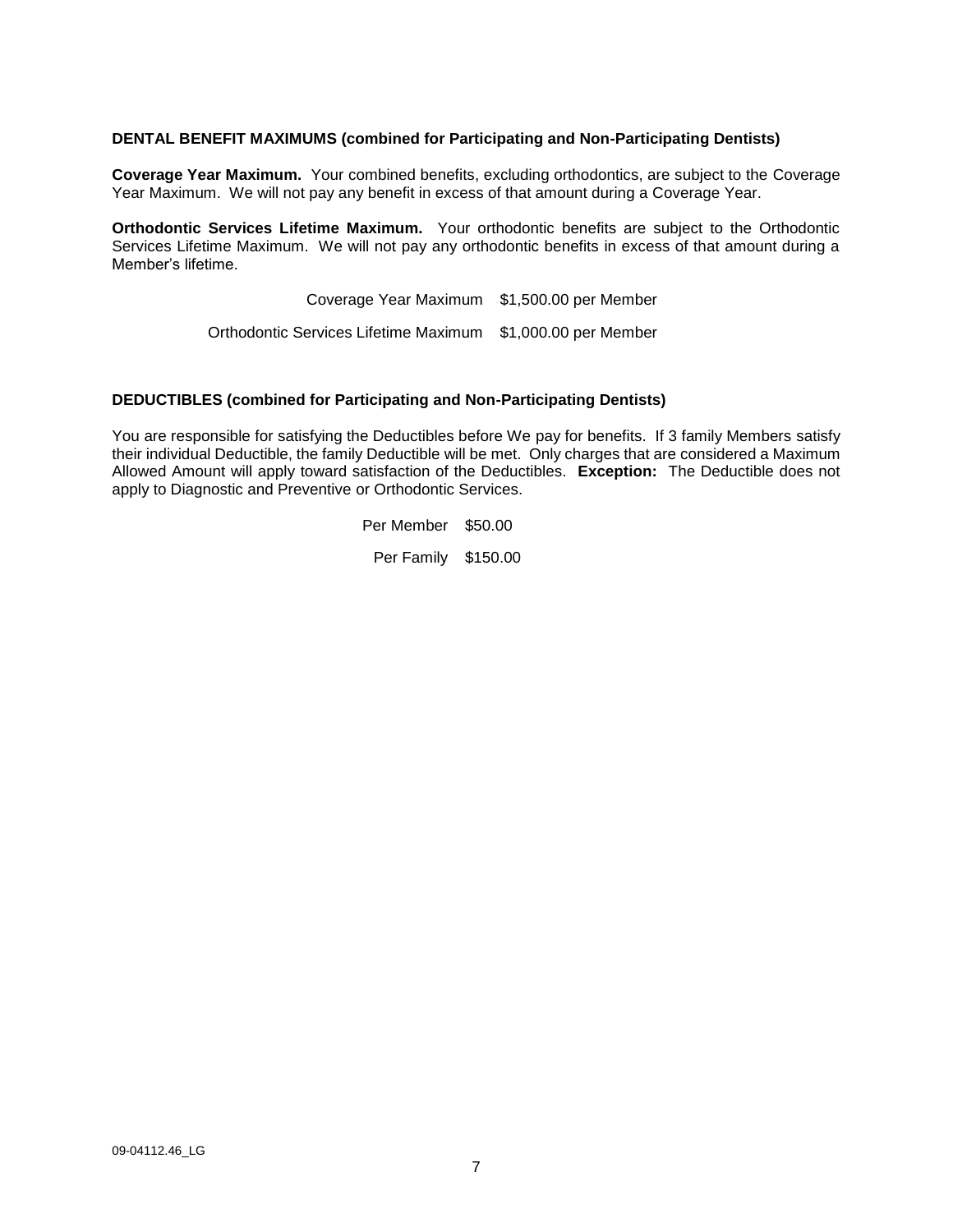### DENTAL BENEFIT MAXIMUMS (combined for Participating and Non-Participating Dentists)

**Coverage Year Maximum.** Your combined benefits, excluding orthodontics, are subject to the Coverage Year Maximum. We will not pay any benefit in excess of that amount during a Coverage Year.

**Orthodontic Services Lifetime Maximum.** Your orthodontic benefits are subject to the Orthodontic Services Lifetime Maximum. We will not pay any orthodontic benefits in excess of that amount during a Member's lifetime.

| | |
|---|---|
| Coverage Year Maximum | $1,500.00 per Member |
| Orthodontic Services Lifetime Maximum | $1,000.00 per Member |

### DEDUCTIBLES (combined for Participating and Non-Participating Dentists)

You are responsible for satisfying the Deductibles before We pay for benefits. If 3 family Members satisfy their individual Deductible, the family Deductible will be met. Only charges that are considered a Maximum Allowed Amount will apply toward satisfaction of the Deductibles. **Exception:** The Deductible does not apply to Diagnostic and Preventive or Orthodontic Services.

| | |
|---|---|
| Per Member | $50.00 |
| Per Family | $150.00 |

09-04112.46_LG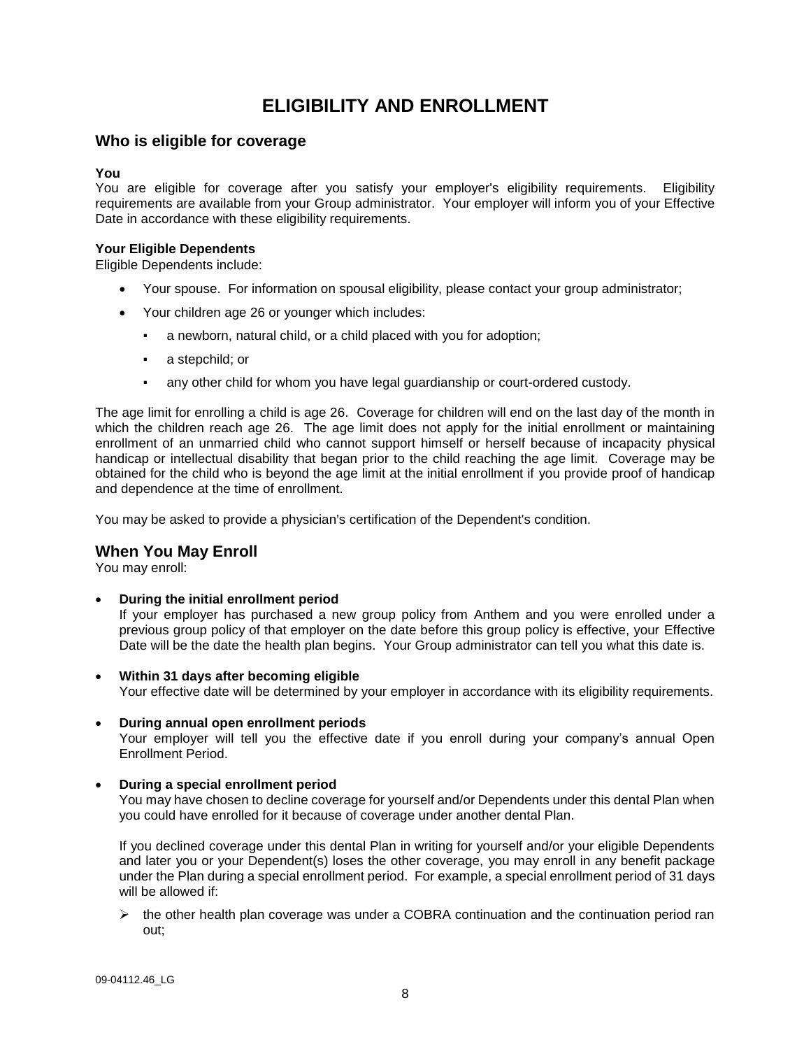# ELIGIBILITY AND ENROLLMENT

## Who is eligible for coverage

**You**

You are eligible for coverage after you satisfy your employer's eligibility requirements. Eligibility requirements are available from your Group administrator. Your employer will inform you of your Effective Date in accordance with these eligibility requirements.

**Your Eligible Dependents**

Eligible Dependents include:

- Your spouse. For information on spousal eligibility, please contact your group administrator;
- Your children age 26 or younger which includes:
  - a newborn, natural child, or a child placed with you for adoption;
  - a stepchild; or
  - any other child for whom you have legal guardianship or court-ordered custody.

The age limit for enrolling a child is age 26. Coverage for children will end on the last day of the month in which the children reach age 26. The age limit does not apply for the initial enrollment or maintaining enrollment of an unmarried child who cannot support himself or herself because of incapacity physical handicap or intellectual disability that began prior to the child reaching the age limit. Coverage may be obtained for the child who is beyond the age limit at the initial enrollment if you provide proof of handicap and dependence at the time of enrollment.

You may be asked to provide a physician's certification of the Dependent's condition.

## When You May Enroll

You may enroll:

- **During the initial enrollment period**
  If your employer has purchased a new group policy from Anthem and you were enrolled under a previous group policy of that employer on the date before this group policy is effective, your Effective Date will be the date the health plan begins. Your Group administrator can tell you what this date is.

- **Within 31 days after becoming eligible**
  Your effective date will be determined by your employer in accordance with its eligibility requirements.

- **During annual open enrollment periods**
  Your employer will tell you the effective date if you enroll during your company's annual Open Enrollment Period.

- **During a special enrollment period**
  You may have chosen to decline coverage for yourself and/or Dependents under this dental Plan when you could have enrolled for it because of coverage under another dental Plan.

  If you declined coverage under this dental Plan in writing for yourself and/or your eligible Dependents and later you or your Dependent(s) loses the other coverage, you may enroll in any benefit package under the Plan during a special enrollment period. For example, a special enrollment period of 31 days will be allowed if:

  - the other health plan coverage was under a COBRA continuation and the continuation period ran out;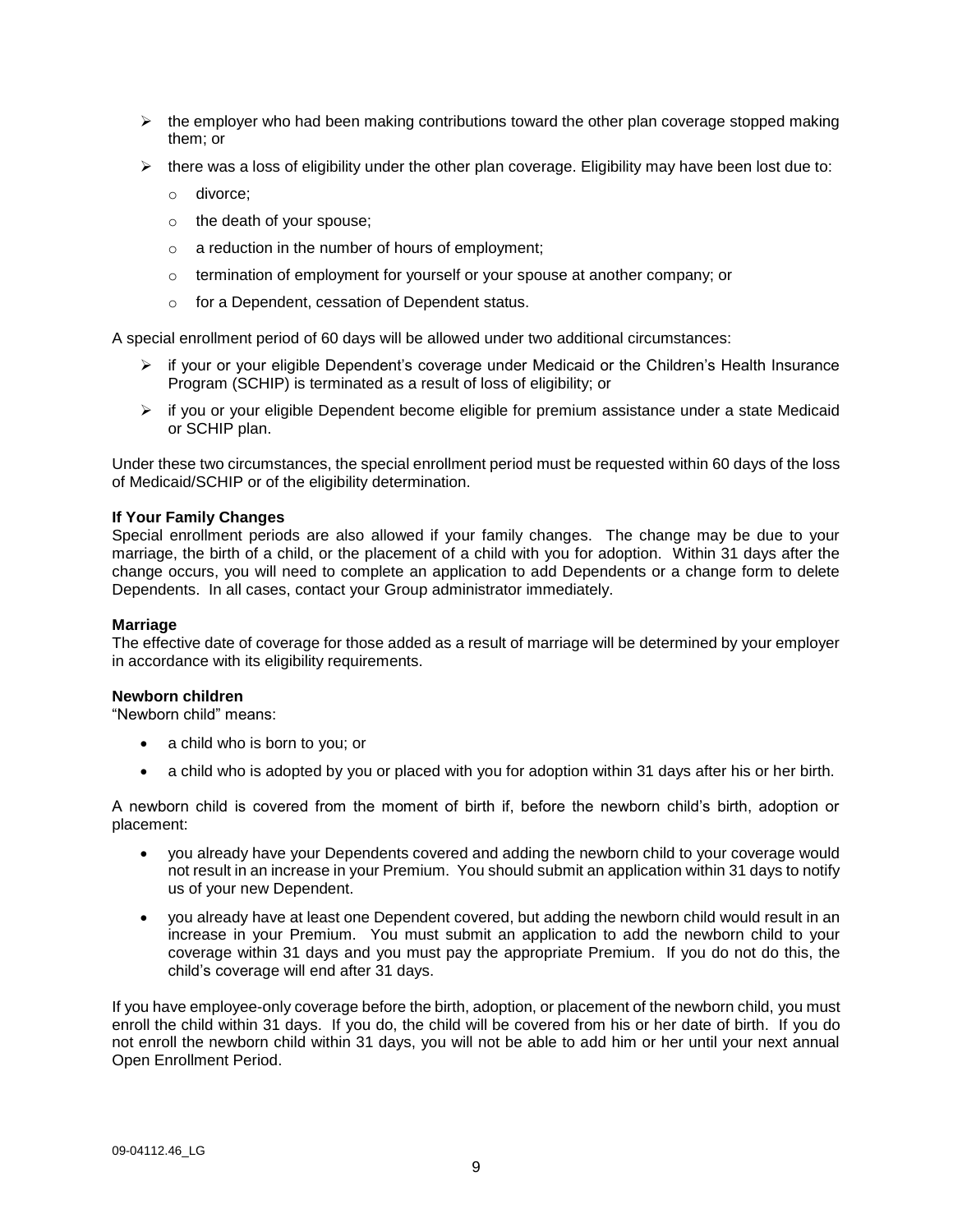- the employer who had been making contributions toward the other plan coverage stopped making them; or
- there was a loss of eligibility under the other plan coverage. Eligibility may have been lost due to:
  - divorce;
  - the death of your spouse;
  - a reduction in the number of hours of employment;
  - termination of employment for yourself or your spouse at another company; or
  - for a Dependent, cessation of Dependent status.

A special enrollment period of 60 days will be allowed under two additional circumstances:

- if your or your eligible Dependent's coverage under Medicaid or the Children's Health Insurance Program (SCHIP) is terminated as a result of loss of eligibility; or
- if you or your eligible Dependent become eligible for premium assistance under a state Medicaid or SCHIP plan.

Under these two circumstances, the special enrollment period must be requested within 60 days of the loss of Medicaid/SCHIP or of the eligibility determination.

**If Your Family Changes**
Special enrollment periods are also allowed if your family changes. The change may be due to your marriage, the birth of a child, or the placement of a child with you for adoption. Within 31 days after the change occurs, you will need to complete an application to add Dependents or a change form to delete Dependents. In all cases, contact your Group administrator immediately.

**Marriage**
The effective date of coverage for those added as a result of marriage will be determined by your employer in accordance with its eligibility requirements.

**Newborn children**
"Newborn child" means:

- a child who is born to you; or
- a child who is adopted by you or placed with you for adoption within 31 days after his or her birth.

A newborn child is covered from the moment of birth if, before the newborn child's birth, adoption or placement:

- you already have your Dependents covered and adding the newborn child to your coverage would not result in an increase in your Premium. You should submit an application within 31 days to notify us of your new Dependent.
- you already have at least one Dependent covered, but adding the newborn child would result in an increase in your Premium. You must submit an application to add the newborn child to your coverage within 31 days and you must pay the appropriate Premium. If you do not do this, the child's coverage will end after 31 days.

If you have employee-only coverage before the birth, adoption, or placement of the newborn child, you must enroll the child within 31 days. If you do, the child will be covered from his or her date of birth. If you do not enroll the newborn child within 31 days, you will not be able to add him or her until your next annual Open Enrollment Period.

09-04112.46_LG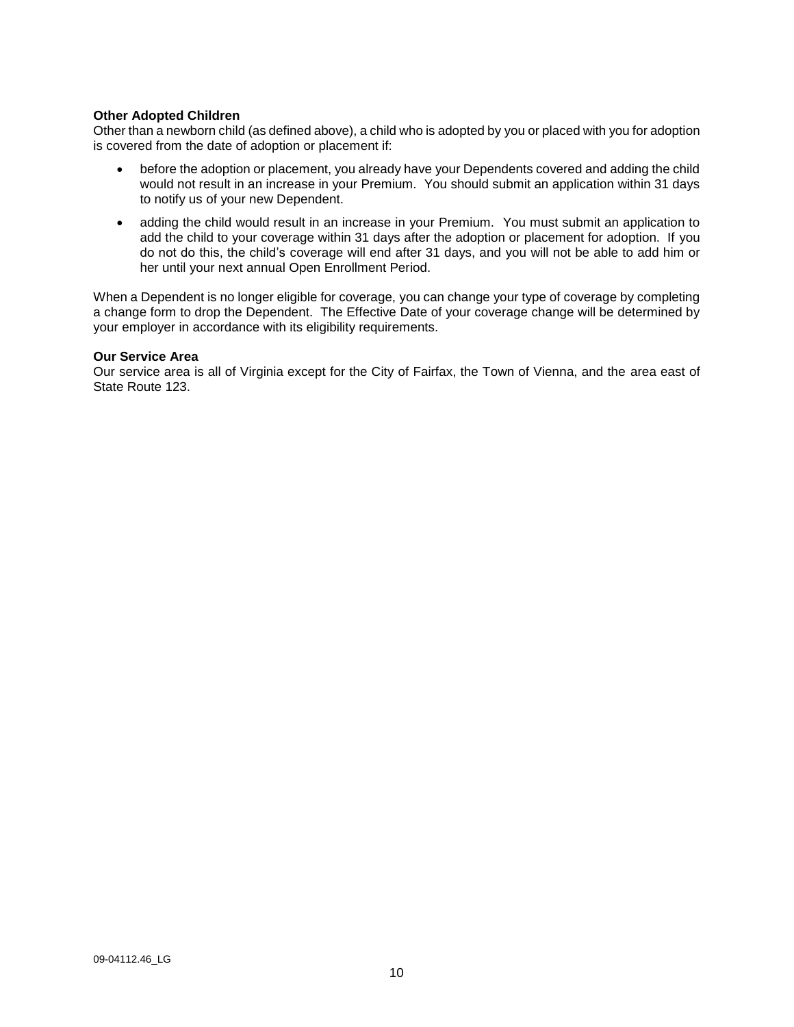**Other Adopted Children**

Other than a newborn child (as defined above), a child who is adopted by you or placed with you for adoption is covered from the date of adoption or placement if:

- before the adoption or placement, you already have your Dependents covered and adding the child would not result in an increase in your Premium. You should submit an application within 31 days to notify us of your new Dependent.
- adding the child would result in an increase in your Premium. You must submit an application to add the child to your coverage within 31 days after the adoption or placement for adoption. If you do not do this, the child's coverage will end after 31 days, and you will not be able to add him or her until your next annual Open Enrollment Period.

When a Dependent is no longer eligible for coverage, you can change your type of coverage by completing a change form to drop the Dependent. The Effective Date of your coverage change will be determined by your employer in accordance with its eligibility requirements.

**Our Service Area**

Our service area is all of Virginia except for the City of Fairfax, the Town of Vienna, and the area east of State Route 123.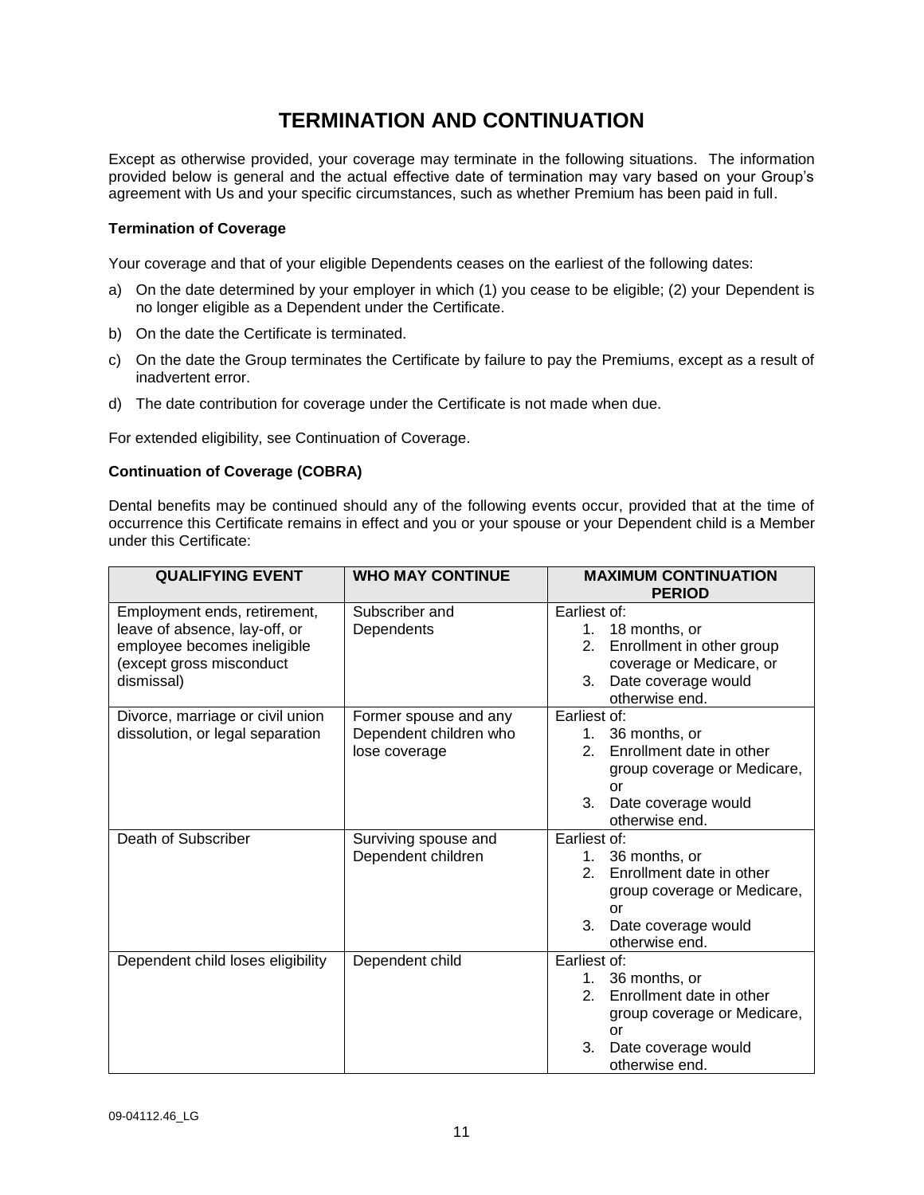# TERMINATION AND CONTINUATION

Except as otherwise provided, your coverage may terminate in the following situations. The information provided below is general and the actual effective date of termination may vary based on your Group's agreement with Us and your specific circumstances, such as whether Premium has been paid in full.

**Termination of Coverage**

Your coverage and that of your eligible Dependents ceases on the earliest of the following dates:

a) On the date determined by your employer in which (1) you cease to be eligible; (2) your Dependent is no longer eligible as a Dependent under the Certificate.

b) On the date the Certificate is terminated.

c) On the date the Group terminates the Certificate by failure to pay the Premiums, except as a result of inadvertent error.

d) The date contribution for coverage under the Certificate is not made when due.

For extended eligibility, see Continuation of Coverage.

**Continuation of Coverage (COBRA)**

Dental benefits may be continued should any of the following events occur, provided that at the time of occurrence this Certificate remains in effect and you or your spouse or your Dependent child is a Member under this Certificate:

| QUALIFYING EVENT | WHO MAY CONTINUE | MAXIMUM CONTINUATION PERIOD |
|---|---|---|
| Employment ends, retirement, leave of absence, lay-off, or employee becomes ineligible (except gross misconduct dismissal) | Subscriber and Dependents | Earliest of:<br>1. 18 months, or<br>2. Enrollment in other group coverage or Medicare, or<br>3. Date coverage would otherwise end. |
| Divorce, marriage or civil union dissolution, or legal separation | Former spouse and any Dependent children who lose coverage | Earliest of:<br>1. 36 months, or<br>2. Enrollment date in other group coverage or Medicare, or<br>3. Date coverage would otherwise end. |
| Death of Subscriber | Surviving spouse and Dependent children | Earliest of:<br>1. 36 months, or<br>2. Enrollment date in other group coverage or Medicare, or<br>3. Date coverage would otherwise end. |
| Dependent child loses eligibility | Dependent child | Earliest of:<br>1. 36 months, or<br>2. Enrollment date in other group coverage or Medicare, or<br>3. Date coverage would otherwise end. |

09-04112.46_LG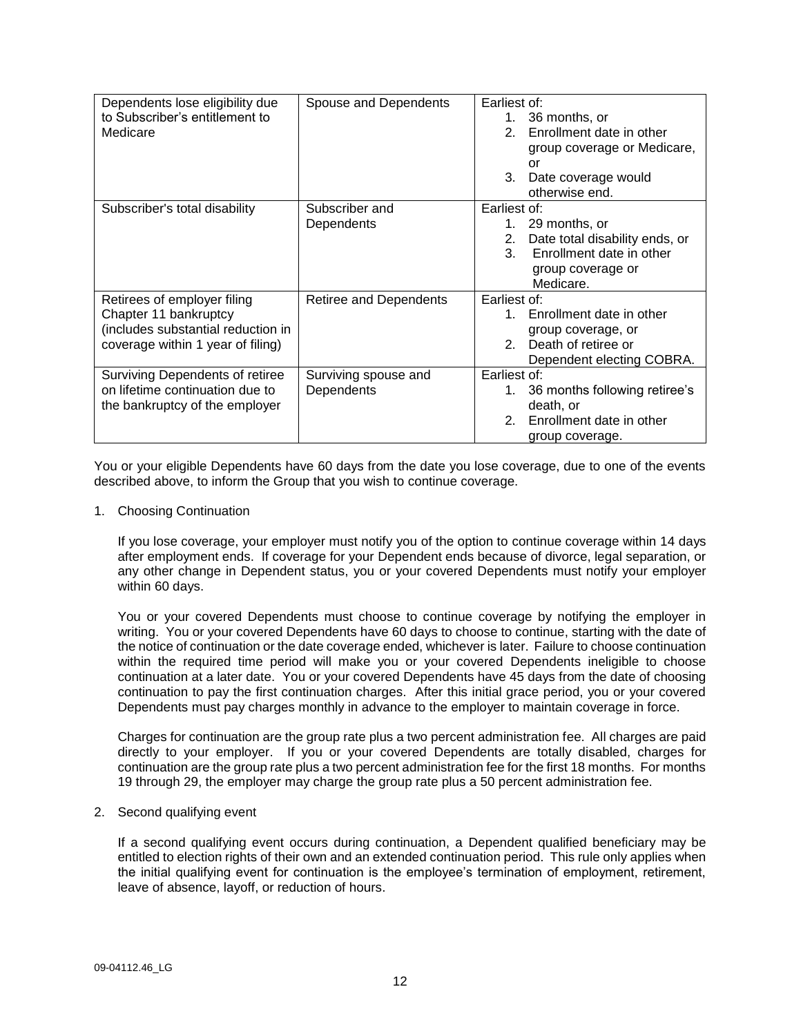| Dependents lose eligibility due to Subscriber's entitlement to Medicare | Spouse and Dependents | Earliest of: 1. 36 months, or 2. Enrollment date in other group coverage or Medicare, or 3. Date coverage would otherwise end. |
|---|---|---|
| Subscriber's total disability | Subscriber and Dependents | Earliest of: 1. 29 months, or 2. Date total disability ends, or 3. Enrollment date in other group coverage or Medicare. |
| Retirees of employer filing Chapter 11 bankruptcy (includes substantial reduction in coverage within 1 year of filing) | Retiree and Dependents | Earliest of: 1. Enrollment date in other group coverage, or 2. Death of retiree or Dependent electing COBRA. |
| Surviving Dependents of retiree on lifetime continuation due to the bankruptcy of the employer | Surviving spouse and Dependents | Earliest of: 1. 36 months following retiree's death, or 2. Enrollment date in other group coverage. |

You or your eligible Dependents have 60 days from the date you lose coverage, due to one of the events described above, to inform the Group that you wish to continue coverage.

1. Choosing Continuation

   If you lose coverage, your employer must notify you of the option to continue coverage within 14 days after employment ends. If coverage for your Dependent ends because of divorce, legal separation, or any other change in Dependent status, you or your covered Dependents must notify your employer within 60 days.

   You or your covered Dependents must choose to continue coverage by notifying the employer in writing. You or your covered Dependents have 60 days to choose to continue, starting with the date of the notice of continuation or the date coverage ended, whichever is later. Failure to choose continuation within the required time period will make you or your covered Dependents ineligible to choose continuation at a later date. You or your covered Dependents have 45 days from the date of choosing continuation to pay the first continuation charges. After this initial grace period, you or your covered Dependents must pay charges monthly in advance to the employer to maintain coverage in force.

   Charges for continuation are the group rate plus a two percent administration fee. All charges are paid directly to your employer. If you or your covered Dependents are totally disabled, charges for continuation are the group rate plus a two percent administration fee for the first 18 months. For months 19 through 29, the employer may charge the group rate plus a 50 percent administration fee.

2. Second qualifying event

   If a second qualifying event occurs during continuation, a Dependent qualified beneficiary may be entitled to election rights of their own and an extended continuation period. This rule only applies when the initial qualifying event for continuation is the employee's termination of employment, retirement, leave of absence, layoff, or reduction of hours.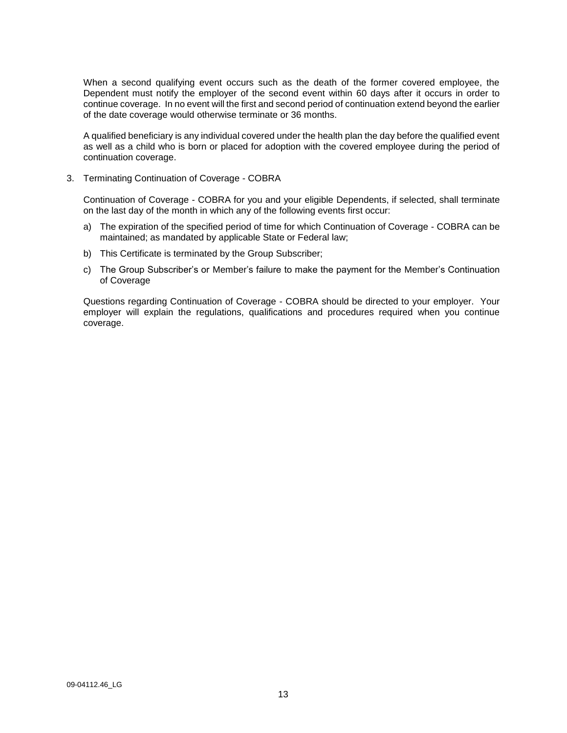When a second qualifying event occurs such as the death of the former covered employee, the Dependent must notify the employer of the second event within 60 days after it occurs in order to continue coverage. In no event will the first and second period of continuation extend beyond the earlier of the date coverage would otherwise terminate or 36 months.

A qualified beneficiary is any individual covered under the health plan the day before the qualified event as well as a child who is born or placed for adoption with the covered employee during the period of continuation coverage.

3. Terminating Continuation of Coverage - COBRA

   Continuation of Coverage - COBRA for you and your eligible Dependents, if selected, shall terminate on the last day of the month in which any of the following events first occur:

   a) The expiration of the specified period of time for which Continuation of Coverage - COBRA can be maintained; as mandated by applicable State or Federal law;

   b) This Certificate is terminated by the Group Subscriber;

   c) The Group Subscriber's or Member's failure to make the payment for the Member's Continuation of Coverage

   Questions regarding Continuation of Coverage - COBRA should be directed to your employer. Your employer will explain the regulations, qualifications and procedures required when you continue coverage.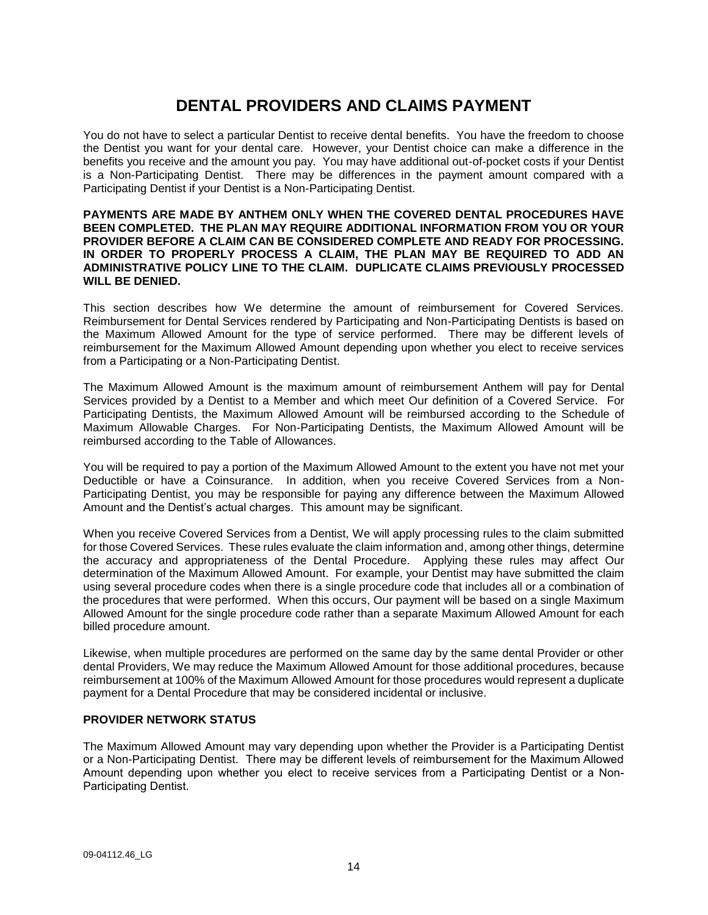# DENTAL PROVIDERS AND CLAIMS PAYMENT

You do not have to select a particular Dentist to receive dental benefits. You have the freedom to choose the Dentist you want for your dental care. However, your Dentist choice can make a difference in the benefits you receive and the amount you pay. You may have additional out-of-pocket costs if your Dentist is a Non-Participating Dentist. There may be differences in the payment amount compared with a Participating Dentist if your Dentist is a Non-Participating Dentist.

**PAYMENTS ARE MADE BY ANTHEM ONLY WHEN THE COVERED DENTAL PROCEDURES HAVE BEEN COMPLETED. THE PLAN MAY REQUIRE ADDITIONAL INFORMATION FROM YOU OR YOUR PROVIDER BEFORE A CLAIM CAN BE CONSIDERED COMPLETE AND READY FOR PROCESSING. IN ORDER TO PROPERLY PROCESS A CLAIM, THE PLAN MAY BE REQUIRED TO ADD AN ADMINISTRATIVE POLICY LINE TO THE CLAIM. DUPLICATE CLAIMS PREVIOUSLY PROCESSED WILL BE DENIED.**

This section describes how We determine the amount of reimbursement for Covered Services. Reimbursement for Dental Services rendered by Participating and Non-Participating Dentists is based on the Maximum Allowed Amount for the type of service performed. There may be different levels of reimbursement for the Maximum Allowed Amount depending upon whether you elect to receive services from a Participating or a Non-Participating Dentist.

The Maximum Allowed Amount is the maximum amount of reimbursement Anthem will pay for Dental Services provided by a Dentist to a Member and which meet Our definition of a Covered Service. For Participating Dentists, the Maximum Allowed Amount will be reimbursed according to the Schedule of Maximum Allowable Charges. For Non-Participating Dentists, the Maximum Allowed Amount will be reimbursed according to the Table of Allowances.

You will be required to pay a portion of the Maximum Allowed Amount to the extent you have not met your Deductible or have a Coinsurance. In addition, when you receive Covered Services from a Non-Participating Dentist, you may be responsible for paying any difference between the Maximum Allowed Amount and the Dentist's actual charges. This amount may be significant.

When you receive Covered Services from a Dentist, We will apply processing rules to the claim submitted for those Covered Services. These rules evaluate the claim information and, among other things, determine the accuracy and appropriateness of the Dental Procedure. Applying these rules may affect Our determination of the Maximum Allowed Amount. For example, your Dentist may have submitted the claim using several procedure codes when there is a single procedure code that includes all or a combination of the procedures that were performed. When this occurs, Our payment will be based on a single Maximum Allowed Amount for the single procedure code rather than a separate Maximum Allowed Amount for each billed procedure amount.

Likewise, when multiple procedures are performed on the same day by the same dental Provider or other dental Providers, We may reduce the Maximum Allowed Amount for those additional procedures, because reimbursement at 100% of the Maximum Allowed Amount for those procedures would represent a duplicate payment for a Dental Procedure that may be considered incidental or inclusive.

**PROVIDER NETWORK STATUS**

The Maximum Allowed Amount may vary depending upon whether the Provider is a Participating Dentist or a Non-Participating Dentist. There may be different levels of reimbursement for the Maximum Allowed Amount depending upon whether you elect to receive services from a Participating Dentist or a Non-Participating Dentist.

09-04112.46_LG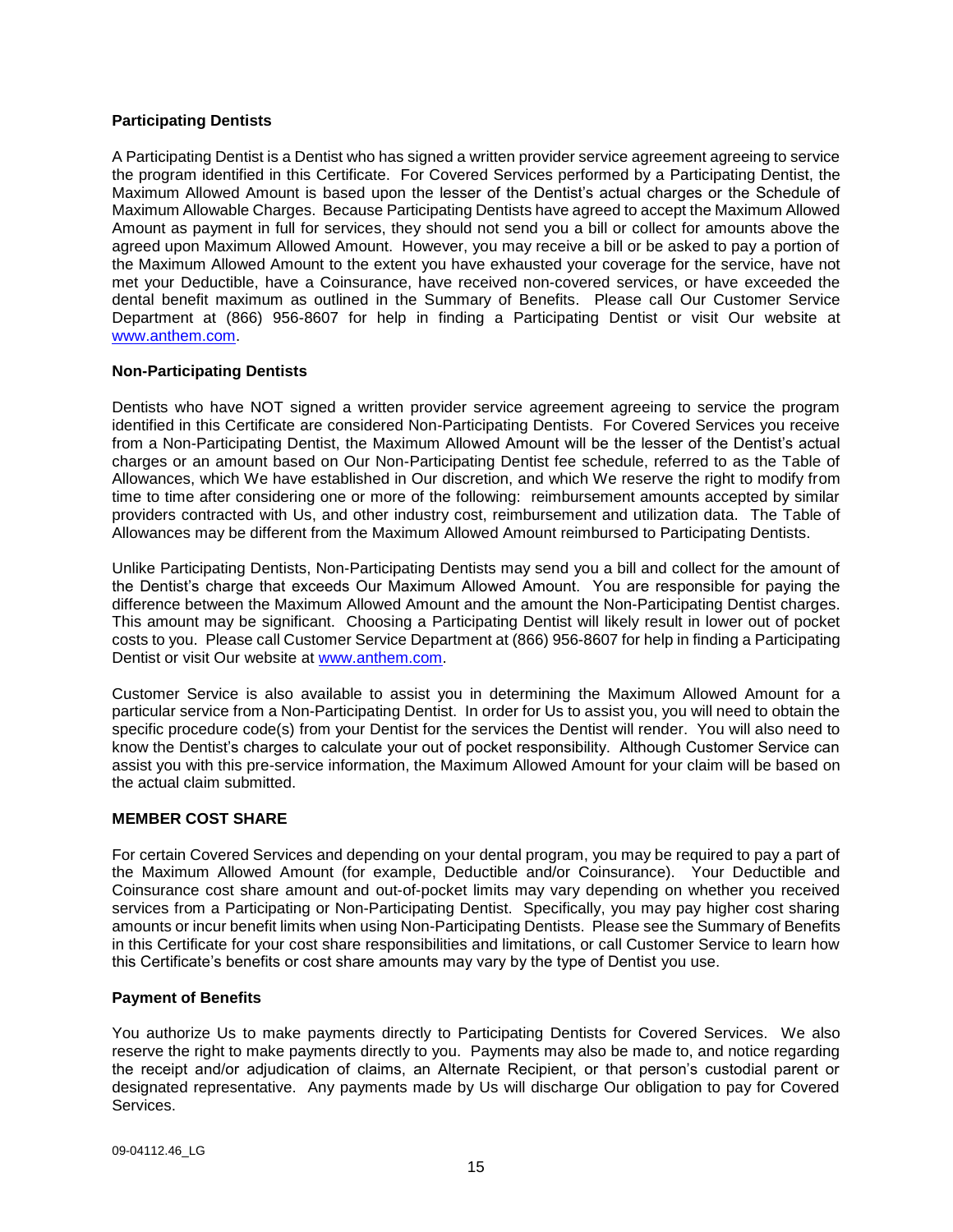### Participating Dentists

A Participating Dentist is a Dentist who has signed a written provider service agreement agreeing to service the program identified in this Certificate. For Covered Services performed by a Participating Dentist, the Maximum Allowed Amount is based upon the lesser of the Dentist's actual charges or the Schedule of Maximum Allowable Charges. Because Participating Dentists have agreed to accept the Maximum Allowed Amount as payment in full for services, they should not send you a bill or collect for amounts above the agreed upon Maximum Allowed Amount. However, you may receive a bill or be asked to pay a portion of the Maximum Allowed Amount to the extent you have exhausted your coverage for the service, have not met your Deductible, have a Coinsurance, have received non-covered services, or have exceeded the dental benefit maximum as outlined in the Summary of Benefits. Please call Our Customer Service Department at (866) 956-8607 for help in finding a Participating Dentist or visit Our website at www.anthem.com.

### Non-Participating Dentists

Dentists who have NOT signed a written provider service agreement agreeing to service the program identified in this Certificate are considered Non-Participating Dentists. For Covered Services you receive from a Non-Participating Dentist, the Maximum Allowed Amount will be the lesser of the Dentist's actual charges or an amount based on Our Non-Participating Dentist fee schedule, referred to as the Table of Allowances, which We have established in Our discretion, and which We reserve the right to modify from time to time after considering one or more of the following: reimbursement amounts accepted by similar providers contracted with Us, and other industry cost, reimbursement and utilization data. The Table of Allowances may be different from the Maximum Allowed Amount reimbursed to Participating Dentists.

Unlike Participating Dentists, Non-Participating Dentists may send you a bill and collect for the amount of the Dentist's charge that exceeds Our Maximum Allowed Amount. You are responsible for paying the difference between the Maximum Allowed Amount and the amount the Non-Participating Dentist charges. This amount may be significant. Choosing a Participating Dentist will likely result in lower out of pocket costs to you. Please call Customer Service Department at (866) 956-8607 for help in finding a Participating Dentist or visit Our website at www.anthem.com.

Customer Service is also available to assist you in determining the Maximum Allowed Amount for a particular service from a Non-Participating Dentist. In order for Us to assist you, you will need to obtain the specific procedure code(s) from your Dentist for the services the Dentist will render. You will also need to know the Dentist's charges to calculate your out of pocket responsibility. Although Customer Service can assist you with this pre-service information, the Maximum Allowed Amount for your claim will be based on the actual claim submitted.

### MEMBER COST SHARE

For certain Covered Services and depending on your dental program, you may be required to pay a part of the Maximum Allowed Amount (for example, Deductible and/or Coinsurance). Your Deductible and Coinsurance cost share amount and out-of-pocket limits may vary depending on whether you received services from a Participating or Non-Participating Dentist. Specifically, you may pay higher cost sharing amounts or incur benefit limits when using Non-Participating Dentists. Please see the Summary of Benefits in this Certificate for your cost share responsibilities and limitations, or call Customer Service to learn how this Certificate's benefits or cost share amounts may vary by the type of Dentist you use.

### Payment of Benefits

You authorize Us to make payments directly to Participating Dentists for Covered Services. We also reserve the right to make payments directly to you. Payments may also be made to, and notice regarding the receipt and/or adjudication of claims, an Alternate Recipient, or that person's custodial parent or designated representative. Any payments made by Us will discharge Our obligation to pay for Covered Services.

09-04112.46_LG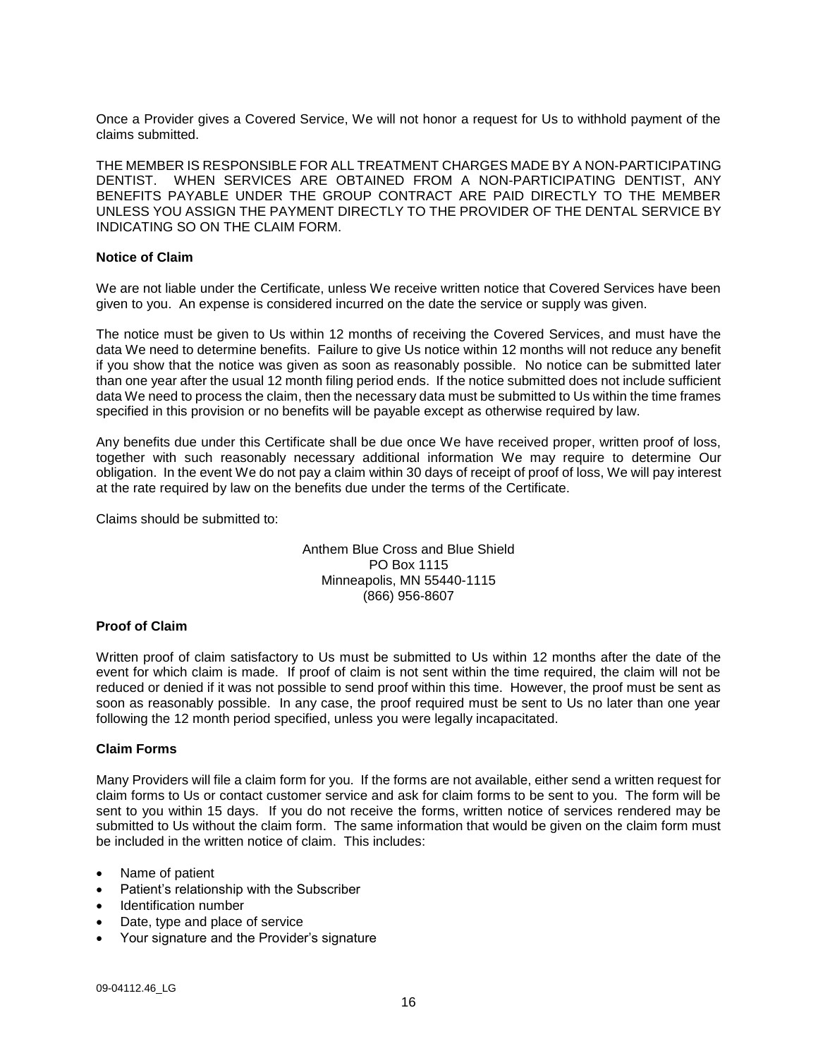Once a Provider gives a Covered Service, We will not honor a request for Us to withhold payment of the claims submitted.

THE MEMBER IS RESPONSIBLE FOR ALL TREATMENT CHARGES MADE BY A NON-PARTICIPATING DENTIST. WHEN SERVICES ARE OBTAINED FROM A NON-PARTICIPATING DENTIST, ANY BENEFITS PAYABLE UNDER THE GROUP CONTRACT ARE PAID DIRECTLY TO THE MEMBER UNLESS YOU ASSIGN THE PAYMENT DIRECTLY TO THE PROVIDER OF THE DENTAL SERVICE BY INDICATING SO ON THE CLAIM FORM.

**Notice of Claim**

We are not liable under the Certificate, unless We receive written notice that Covered Services have been given to you. An expense is considered incurred on the date the service or supply was given.

The notice must be given to Us within 12 months of receiving the Covered Services, and must have the data We need to determine benefits. Failure to give Us notice within 12 months will not reduce any benefit if you show that the notice was given as soon as reasonably possible. No notice can be submitted later than one year after the usual 12 month filing period ends. If the notice submitted does not include sufficient data We need to process the claim, then the necessary data must be submitted to Us within the time frames specified in this provision or no benefits will be payable except as otherwise required by law.

Any benefits due under this Certificate shall be due once We have received proper, written proof of loss, together with such reasonably necessary additional information We may require to determine Our obligation. In the event We do not pay a claim within 30 days of receipt of proof of loss, We will pay interest at the rate required by law on the benefits due under the terms of the Certificate.

Claims should be submitted to:

Anthem Blue Cross and Blue Shield
PO Box 1115
Minneapolis, MN 55440-1115
(866) 956-8607

**Proof of Claim**

Written proof of claim satisfactory to Us must be submitted to Us within 12 months after the date of the event for which claim is made. If proof of claim is not sent within the time required, the claim will not be reduced or denied if it was not possible to send proof within this time. However, the proof must be sent as soon as reasonably possible. In any case, the proof required must be sent to Us no later than one year following the 12 month period specified, unless you were legally incapacitated.

**Claim Forms**

Many Providers will file a claim form for you. If the forms are not available, either send a written request for claim forms to Us or contact customer service and ask for claim forms to be sent to you. The form will be sent to you within 15 days. If you do not receive the forms, written notice of services rendered may be submitted to Us without the claim form. The same information that would be given on the claim form must be included in the written notice of claim. This includes:

- Name of patient
- Patient's relationship with the Subscriber
- Identification number
- Date, type and place of service
- Your signature and the Provider's signature

09-04112.46_LG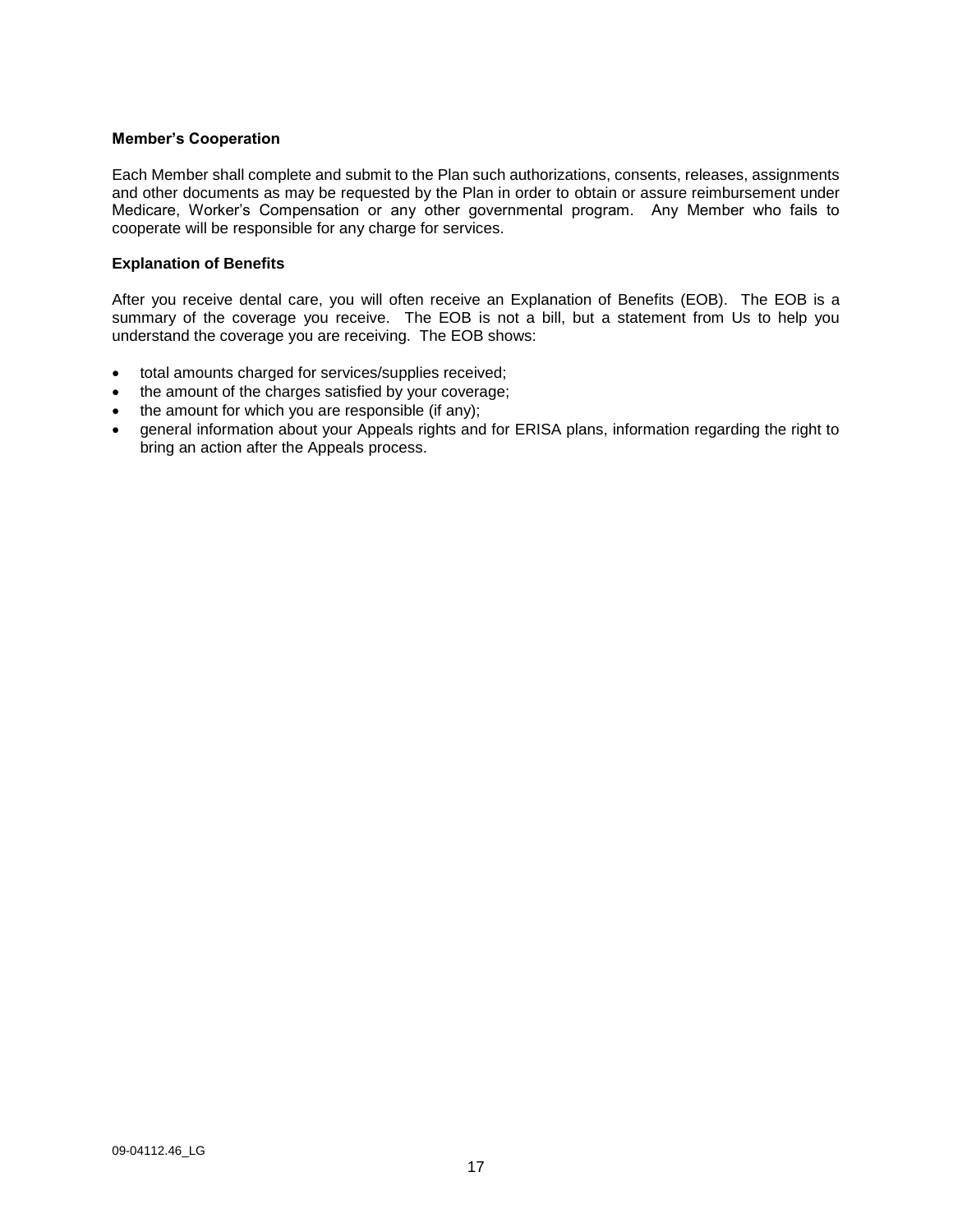**Member's Cooperation**

Each Member shall complete and submit to the Plan such authorizations, consents, releases, assignments and other documents as may be requested by the Plan in order to obtain or assure reimbursement under Medicare, Worker's Compensation or any other governmental program. Any Member who fails to cooperate will be responsible for any charge for services.

**Explanation of Benefits**

After you receive dental care, you will often receive an Explanation of Benefits (EOB). The EOB is a summary of the coverage you receive. The EOB is not a bill, but a statement from Us to help you understand the coverage you are receiving. The EOB shows:

- total amounts charged for services/supplies received;
- the amount of the charges satisfied by your coverage;
- the amount for which you are responsible (if any);
- general information about your Appeals rights and for ERISA plans, information regarding the right to bring an action after the Appeals process.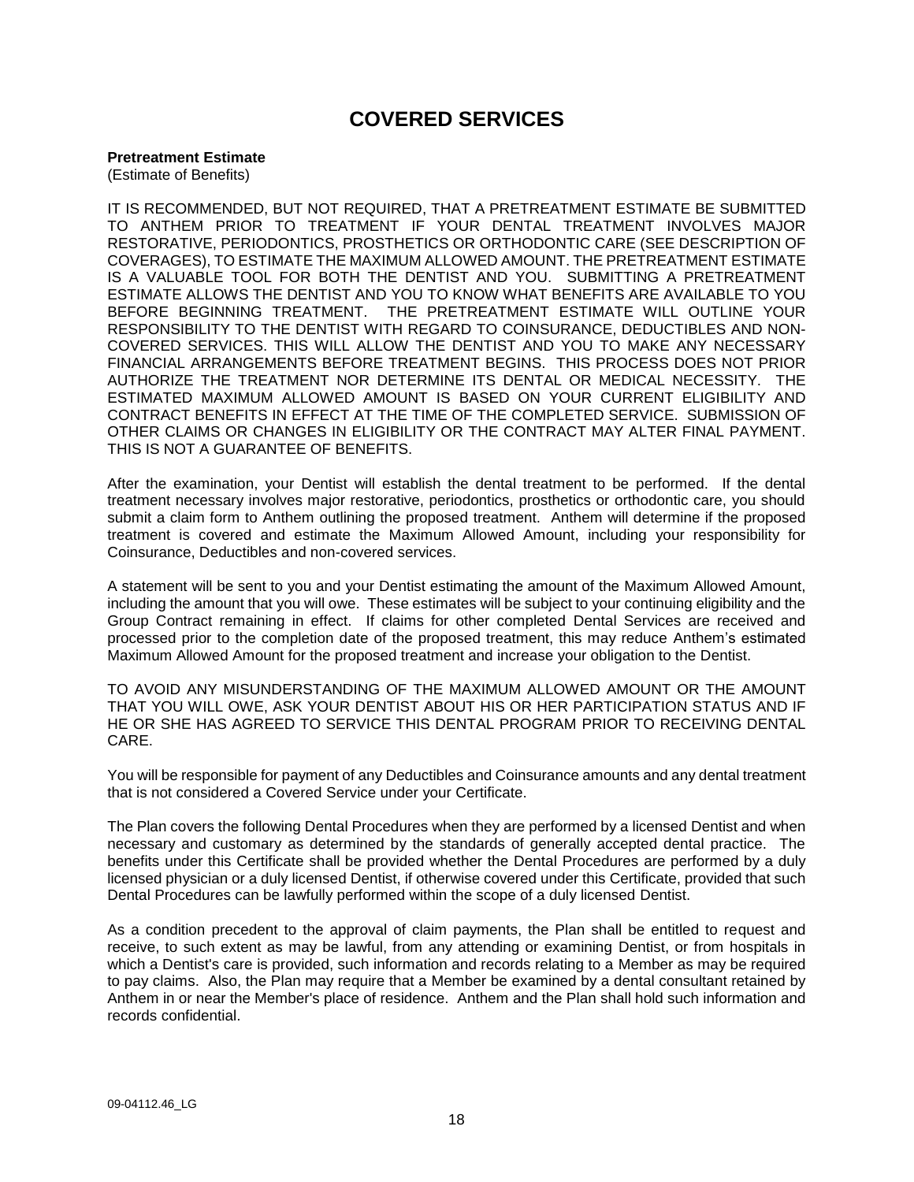# COVERED SERVICES

**Pretreatment Estimate**
(Estimate of Benefits)

IT IS RECOMMENDED, BUT NOT REQUIRED, THAT A PRETREATMENT ESTIMATE BE SUBMITTED TO ANTHEM PRIOR TO TREATMENT IF YOUR DENTAL TREATMENT INVOLVES MAJOR RESTORATIVE, PERIODONTICS, PROSTHETICS OR ORTHODONTIC CARE (SEE DESCRIPTION OF COVERAGES), TO ESTIMATE THE MAXIMUM ALLOWED AMOUNT. THE PRETREATMENT ESTIMATE IS A VALUABLE TOOL FOR BOTH THE DENTIST AND YOU. SUBMITTING A PRETREATMENT ESTIMATE ALLOWS THE DENTIST AND YOU TO KNOW WHAT BENEFITS ARE AVAILABLE TO YOU BEFORE BEGINNING TREATMENT. THE PRETREATMENT ESTIMATE WILL OUTLINE YOUR RESPONSIBILITY TO THE DENTIST WITH REGARD TO COINSURANCE, DEDUCTIBLES AND NON-COVERED SERVICES. THIS WILL ALLOW THE DENTIST AND YOU TO MAKE ANY NECESSARY FINANCIAL ARRANGEMENTS BEFORE TREATMENT BEGINS. THIS PROCESS DOES NOT PRIOR AUTHORIZE THE TREATMENT NOR DETERMINE ITS DENTAL OR MEDICAL NECESSITY. THE ESTIMATED MAXIMUM ALLOWED AMOUNT IS BASED ON YOUR CURRENT ELIGIBILITY AND CONTRACT BENEFITS IN EFFECT AT THE TIME OF THE COMPLETED SERVICE. SUBMISSION OF OTHER CLAIMS OR CHANGES IN ELIGIBILITY OR THE CONTRACT MAY ALTER FINAL PAYMENT. THIS IS NOT A GUARANTEE OF BENEFITS.

After the examination, your Dentist will establish the dental treatment to be performed. If the dental treatment necessary involves major restorative, periodontics, prosthetics or orthodontic care, you should submit a claim form to Anthem outlining the proposed treatment. Anthem will determine if the proposed treatment is covered and estimate the Maximum Allowed Amount, including your responsibility for Coinsurance, Deductibles and non-covered services.

A statement will be sent to you and your Dentist estimating the amount of the Maximum Allowed Amount, including the amount that you will owe. These estimates will be subject to your continuing eligibility and the Group Contract remaining in effect. If claims for other completed Dental Services are received and processed prior to the completion date of the proposed treatment, this may reduce Anthem's estimated Maximum Allowed Amount for the proposed treatment and increase your obligation to the Dentist.

TO AVOID ANY MISUNDERSTANDING OF THE MAXIMUM ALLOWED AMOUNT OR THE AMOUNT THAT YOU WILL OWE, ASK YOUR DENTIST ABOUT HIS OR HER PARTICIPATION STATUS AND IF HE OR SHE HAS AGREED TO SERVICE THIS DENTAL PROGRAM PRIOR TO RECEIVING DENTAL CARE.

You will be responsible for payment of any Deductibles and Coinsurance amounts and any dental treatment that is not considered a Covered Service under your Certificate.

The Plan covers the following Dental Procedures when they are performed by a licensed Dentist and when necessary and customary as determined by the standards of generally accepted dental practice. The benefits under this Certificate shall be provided whether the Dental Procedures are performed by a duly licensed physician or a duly licensed Dentist, if otherwise covered under this Certificate, provided that such Dental Procedures can be lawfully performed within the scope of a duly licensed Dentist.

As a condition precedent to the approval of claim payments, the Plan shall be entitled to request and receive, to such extent as may be lawful, from any attending or examining Dentist, or from hospitals in which a Dentist's care is provided, such information and records relating to a Member as may be required to pay claims. Also, the Plan may require that a Member be examined by a dental consultant retained by Anthem in or near the Member's place of residence. Anthem and the Plan shall hold such information and records confidential.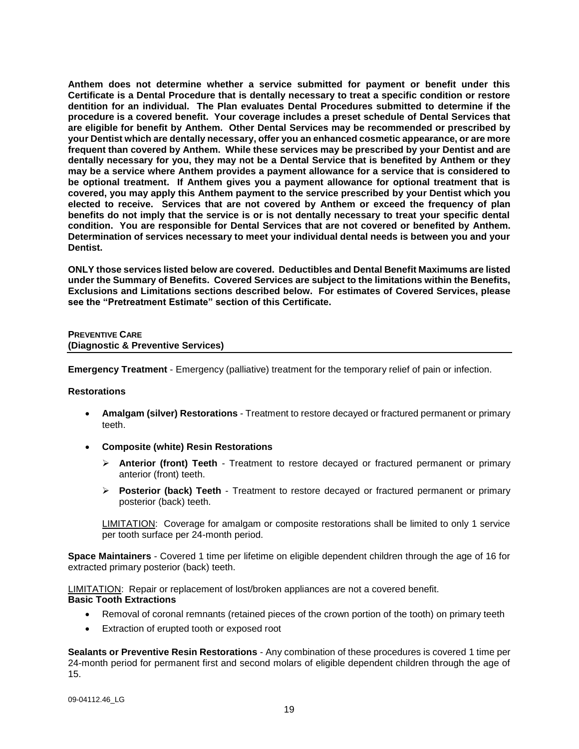**Anthem does not determine whether a service submitted for payment or benefit under this Certificate is a Dental Procedure that is dentally necessary to treat a specific condition or restore dentition for an individual. The Plan evaluates Dental Procedures submitted to determine if the procedure is a covered benefit. Your coverage includes a preset schedule of Dental Services that are eligible for benefit by Anthem. Other Dental Services may be recommended or prescribed by your Dentist which are dentally necessary, offer you an enhanced cosmetic appearance, or are more frequent than covered by Anthem. While these services may be prescribed by your Dentist and are dentally necessary for you, they may not be a Dental Service that is benefited by Anthem or they may be a service where Anthem provides a payment allowance for a service that is considered to be optional treatment. If Anthem gives you a payment allowance for optional treatment that is covered, you may apply this Anthem payment to the service prescribed by your Dentist which you elected to receive. Services that are not covered by Anthem or exceed the frequency of plan benefits do not imply that the service is or is not dentally necessary to treat your specific dental condition. You are responsible for Dental Services that are not covered or benefited by Anthem. Determination of services necessary to meet your individual dental needs is between you and your Dentist.**

**ONLY those services listed below are covered. Deductibles and Dental Benefit Maximums are listed under the Summary of Benefits. Covered Services are subject to the limitations within the Benefits, Exclusions and Limitations sections described below. For estimates of Covered Services, please see the "Pretreatment Estimate" section of this Certificate.**

## PREVENTIVE CARE
## (Diagnostic & Preventive Services)

**Emergency Treatment** - Emergency (palliative) treatment for the temporary relief of pain or infection.

**Restorations**

- **Amalgam (silver) Restorations** - Treatment to restore decayed or fractured permanent or primary teeth.
- **Composite (white) Resin Restorations**
  - **Anterior (front) Teeth** - Treatment to restore decayed or fractured permanent or primary anterior (front) teeth.
  - **Posterior (back) Teeth** - Treatment to restore decayed or fractured permanent or primary posterior (back) teeth.

  LIMITATION: Coverage for amalgam or composite restorations shall be limited to only 1 service per tooth surface per 24-month period.

**Space Maintainers** - Covered 1 time per lifetime on eligible dependent children through the age of 16 for extracted primary posterior (back) teeth.

LIMITATION: Repair or replacement of lost/broken appliances are not a covered benefit.

**Basic Tooth Extractions**

- Removal of coronal remnants (retained pieces of the crown portion of the tooth) on primary teeth
- Extraction of erupted tooth or exposed root

**Sealants or Preventive Resin Restorations** - Any combination of these procedures is covered 1 time per 24-month period for permanent first and second molars of eligible dependent children through the age of 15.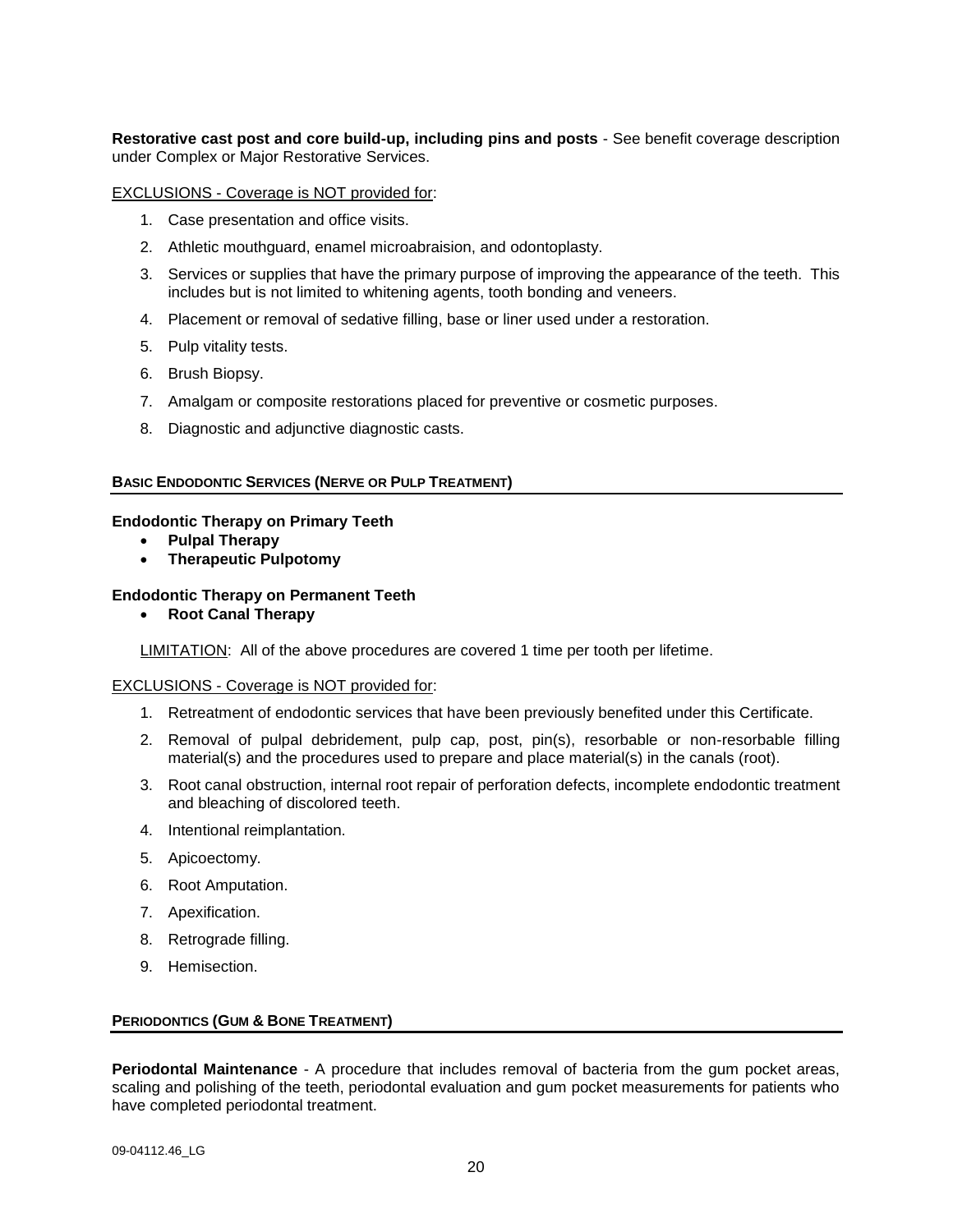**Restorative cast post and core build-up, including pins and posts** - See benefit coverage description under Complex or Major Restorative Services.

EXCLUSIONS - Coverage is NOT provided for:

1. Case presentation and office visits.
2. Athletic mouthguard, enamel microabraision, and odontoplasty.
3. Services or supplies that have the primary purpose of improving the appearance of the teeth. This includes but is not limited to whitening agents, tooth bonding and veneers.
4. Placement or removal of sedative filling, base or liner used under a restoration.
5. Pulp vitality tests.
6. Brush Biopsy.
7. Amalgam or composite restorations placed for preventive or cosmetic purposes.
8. Diagnostic and adjunctive diagnostic casts.

## BASIC ENDODONTIC SERVICES (NERVE OR PULP TREATMENT)

**Endodontic Therapy on Primary Teeth**

- **Pulpal Therapy**
- **Therapeutic Pulpotomy**

**Endodontic Therapy on Permanent Teeth**

- **Root Canal Therapy**

LIMITATION: All of the above procedures are covered 1 time per tooth per lifetime.

EXCLUSIONS - Coverage is NOT provided for:

1. Retreatment of endodontic services that have been previously benefited under this Certificate.
2. Removal of pulpal debridement, pulp cap, post, pin(s), resorbable or non-resorbable filling material(s) and the procedures used to prepare and place material(s) in the canals (root).
3. Root canal obstruction, internal root repair of perforation defects, incomplete endodontic treatment and bleaching of discolored teeth.
4. Intentional reimplantation.
5. Apicoectomy.
6. Root Amputation.
7. Apexification.
8. Retrograde filling.
9. Hemisection.

## PERIODONTICS (GUM & BONE TREATMENT)

**Periodontal Maintenance** - A procedure that includes removal of bacteria from the gum pocket areas, scaling and polishing of the teeth, periodontal evaluation and gum pocket measurements for patients who have completed periodontal treatment.

09-04112.46_LG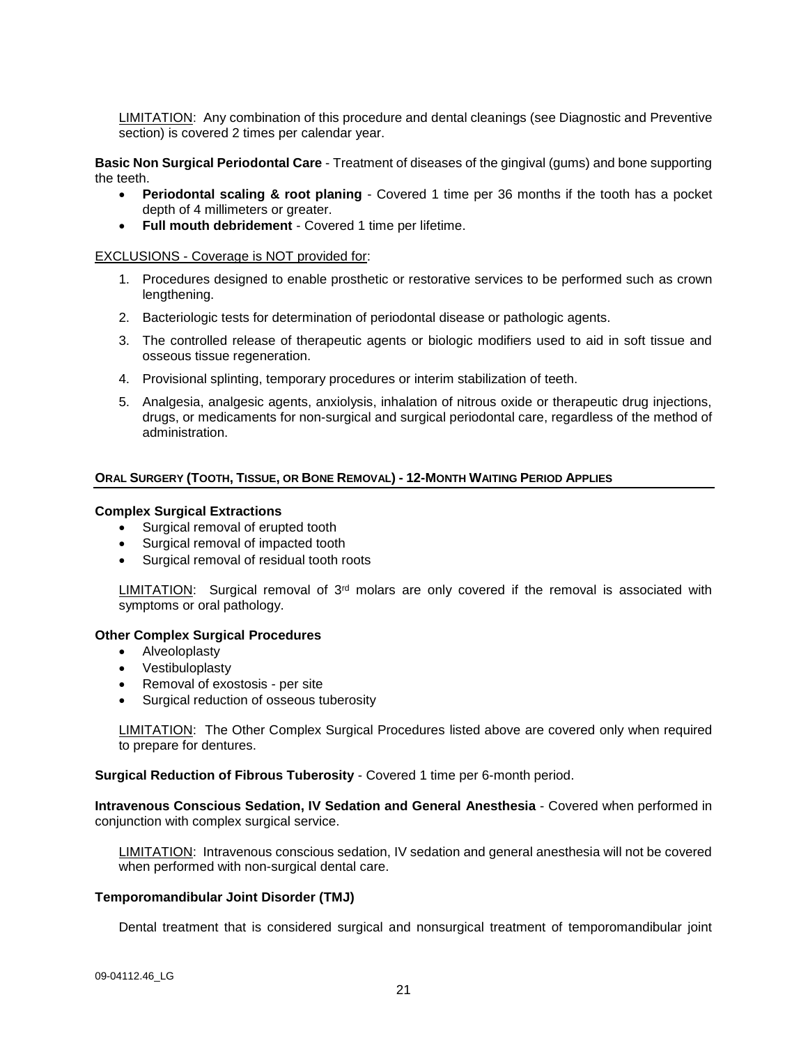LIMITATION: Any combination of this procedure and dental cleanings (see Diagnostic and Preventive section) is covered 2 times per calendar year.

**Basic Non Surgical Periodontal Care** - Treatment of diseases of the gingival (gums) and bone supporting the teeth.

- **Periodontal scaling & root planing** - Covered 1 time per 36 months if the tooth has a pocket depth of 4 millimeters or greater.
- **Full mouth debridement** - Covered 1 time per lifetime.

EXCLUSIONS - Coverage is NOT provided for:

1. Procedures designed to enable prosthetic or restorative services to be performed such as crown lengthening.
2. Bacteriologic tests for determination of periodontal disease or pathologic agents.
3. The controlled release of therapeutic agents or biologic modifiers used to aid in soft tissue and osseous tissue regeneration.
4. Provisional splinting, temporary procedures or interim stabilization of teeth.
5. Analgesia, analgesic agents, anxiolysis, inhalation of nitrous oxide or therapeutic drug injections, drugs, or medicaments for non-surgical and surgical periodontal care, regardless of the method of administration.

## ORAL SURGERY (TOOTH, TISSUE, OR BONE REMOVAL) - 12-MONTH WAITING PERIOD APPLIES

**Complex Surgical Extractions**

- Surgical removal of erupted tooth
- Surgical removal of impacted tooth
- Surgical removal of residual tooth roots

LIMITATION: Surgical removal of 3rd molars are only covered if the removal is associated with symptoms or oral pathology.

**Other Complex Surgical Procedures**

- Alveoloplasty
- Vestibuloplasty
- Removal of exostosis - per site
- Surgical reduction of osseous tuberosity

LIMITATION: The Other Complex Surgical Procedures listed above are covered only when required to prepare for dentures.

**Surgical Reduction of Fibrous Tuberosity** - Covered 1 time per 6-month period.

**Intravenous Conscious Sedation, IV Sedation and General Anesthesia** - Covered when performed in conjunction with complex surgical service.

LIMITATION: Intravenous conscious sedation, IV sedation and general anesthesia will not be covered when performed with non-surgical dental care.

**Temporomandibular Joint Disorder (TMJ)**

Dental treatment that is considered surgical and nonsurgical treatment of temporomandibular joint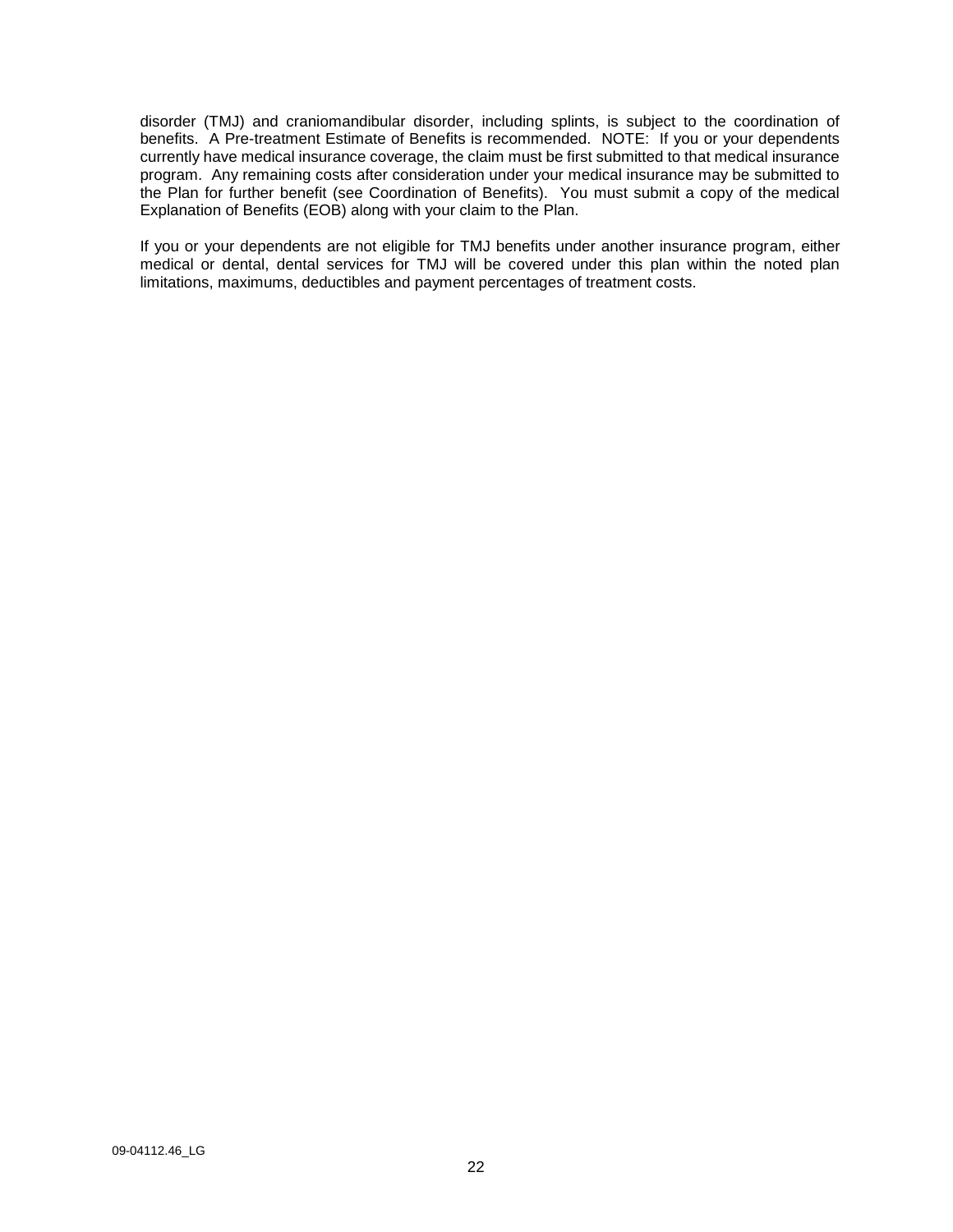disorder (TMJ) and craniomandibular disorder, including splints, is subject to the coordination of benefits. A Pre-treatment Estimate of Benefits is recommended. NOTE: If you or your dependents currently have medical insurance coverage, the claim must be first submitted to that medical insurance program. Any remaining costs after consideration under your medical insurance may be submitted to the Plan for further benefit (see Coordination of Benefits). You must submit a copy of the medical Explanation of Benefits (EOB) along with your claim to the Plan.

If you or your dependents are not eligible for TMJ benefits under another insurance program, either medical or dental, dental services for TMJ will be covered under this plan within the noted plan limitations, maximums, deductibles and payment percentages of treatment costs.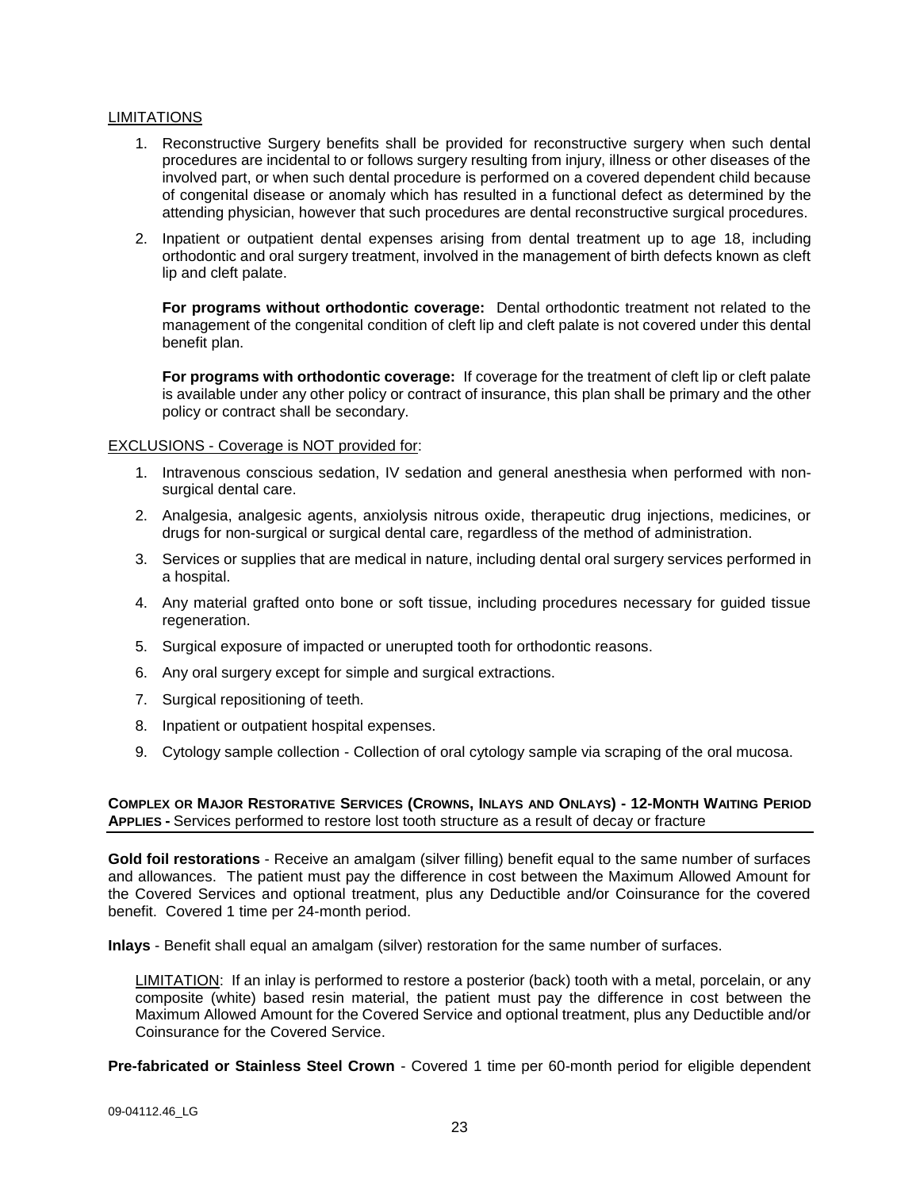LIMITATIONS

1. Reconstructive Surgery benefits shall be provided for reconstructive surgery when such dental procedures are incidental to or follows surgery resulting from injury, illness or other diseases of the involved part, or when such dental procedure is performed on a covered dependent child because of congenital disease or anomaly which has resulted in a functional defect as determined by the attending physician, however that such procedures are dental reconstructive surgical procedures.

2. Inpatient or outpatient dental expenses arising from dental treatment up to age 18, including orthodontic and oral surgery treatment, involved in the management of birth defects known as cleft lip and cleft palate.

   **For programs without orthodontic coverage:** Dental orthodontic treatment not related to the management of the congenital condition of cleft lip and cleft palate is not covered under this dental benefit plan.

   **For programs with orthodontic coverage:** If coverage for the treatment of cleft lip or cleft palate is available under any other policy or contract of insurance, this plan shall be primary and the other policy or contract shall be secondary.

EXCLUSIONS - Coverage is NOT provided for:

1. Intravenous conscious sedation, IV sedation and general anesthesia when performed with non-surgical dental care.
2. Analgesia, analgesic agents, anxiolysis nitrous oxide, therapeutic drug injections, medicines, or drugs for non-surgical or surgical dental care, regardless of the method of administration.
3. Services or supplies that are medical in nature, including dental oral surgery services performed in a hospital.
4. Any material grafted onto bone or soft tissue, including procedures necessary for guided tissue regeneration.
5. Surgical exposure of impacted or unerupted tooth for orthodontic reasons.
6. Any oral surgery except for simple and surgical extractions.
7. Surgical repositioning of teeth.
8. Inpatient or outpatient hospital expenses.
9. Cytology sample collection - Collection of oral cytology sample via scraping of the oral mucosa.

## COMPLEX OR MAJOR RESTORATIVE SERVICES (CROWNS, INLAYS AND ONLAYS) - 12-MONTH WAITING PERIOD APPLIES - Services performed to restore lost tooth structure as a result of decay or fracture

**Gold foil restorations** - Receive an amalgam (silver filling) benefit equal to the same number of surfaces and allowances. The patient must pay the difference in cost between the Maximum Allowed Amount for the Covered Services and optional treatment, plus any Deductible and/or Coinsurance for the covered benefit. Covered 1 time per 24-month period.

**Inlays** - Benefit shall equal an amalgam (silver) restoration for the same number of surfaces.

LIMITATION: If an inlay is performed to restore a posterior (back) tooth with a metal, porcelain, or any composite (white) based resin material, the patient must pay the difference in cost between the Maximum Allowed Amount for the Covered Service and optional treatment, plus any Deductible and/or Coinsurance for the Covered Service.

**Pre-fabricated or Stainless Steel Crown** - Covered 1 time per 60-month period for eligible dependent

09-04112.46_LG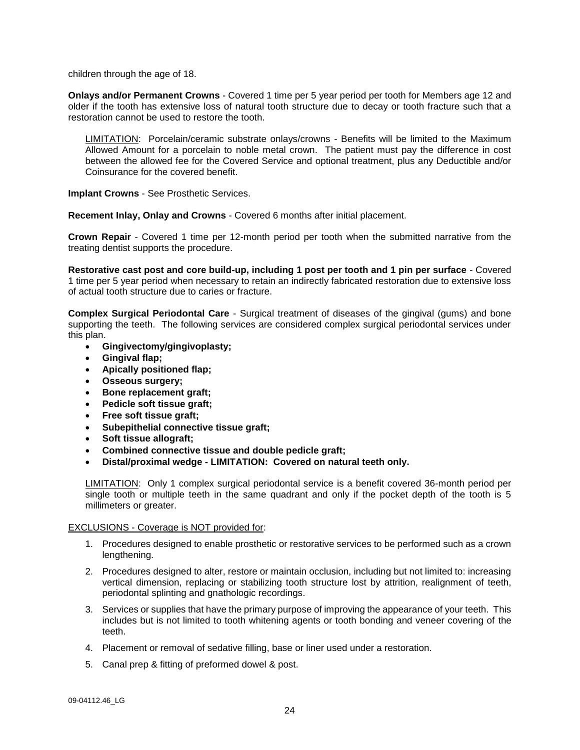children through the age of 18.

**Onlays and/or Permanent Crowns** - Covered 1 time per 5 year period per tooth for Members age 12 and older if the tooth has extensive loss of natural tooth structure due to decay or tooth fracture such that a restoration cannot be used to restore the tooth.

> LIMITATION: Porcelain/ceramic substrate onlays/crowns - Benefits will be limited to the Maximum Allowed Amount for a porcelain to noble metal crown. The patient must pay the difference in cost between the allowed fee for the Covered Service and optional treatment, plus any Deductible and/or Coinsurance for the covered benefit.

**Implant Crowns** - See Prosthetic Services.

**Recement Inlay, Onlay and Crowns** - Covered 6 months after initial placement.

**Crown Repair** - Covered 1 time per 12-month period per tooth when the submitted narrative from the treating dentist supports the procedure.

**Restorative cast post and core build-up, including 1 post per tooth and 1 pin per surface** - Covered 1 time per 5 year period when necessary to retain an indirectly fabricated restoration due to extensive loss of actual tooth structure due to caries or fracture.

**Complex Surgical Periodontal Care** - Surgical treatment of diseases of the gingival (gums) and bone supporting the teeth. The following services are considered complex surgical periodontal services under this plan.

- **Gingivectomy/gingivoplasty;**
- **Gingival flap;**
- **Apically positioned flap;**
- **Osseous surgery;**
- **Bone replacement graft;**
- **Pedicle soft tissue graft;**
- **Free soft tissue graft;**
- **Subepithelial connective tissue graft;**
- **Soft tissue allograft;**
- **Combined connective tissue and double pedicle graft;**
- **Distal/proximal wedge - LIMITATION: Covered on natural teeth only.**

> LIMITATION: Only 1 complex surgical periodontal service is a benefit covered 36-month period per single tooth or multiple teeth in the same quadrant and only if the pocket depth of the tooth is 5 millimeters or greater.

EXCLUSIONS - Coverage is NOT provided for:

1. Procedures designed to enable prosthetic or restorative services to be performed such as a crown lengthening.
2. Procedures designed to alter, restore or maintain occlusion, including but not limited to: increasing vertical dimension, replacing or stabilizing tooth structure lost by attrition, realignment of teeth, periodontal splinting and gnathologic recordings.
3. Services or supplies that have the primary purpose of improving the appearance of your teeth. This includes but is not limited to tooth whitening agents or tooth bonding and veneer covering of the teeth.
4. Placement or removal of sedative filling, base or liner used under a restoration.
5. Canal prep & fitting of preformed dowel & post.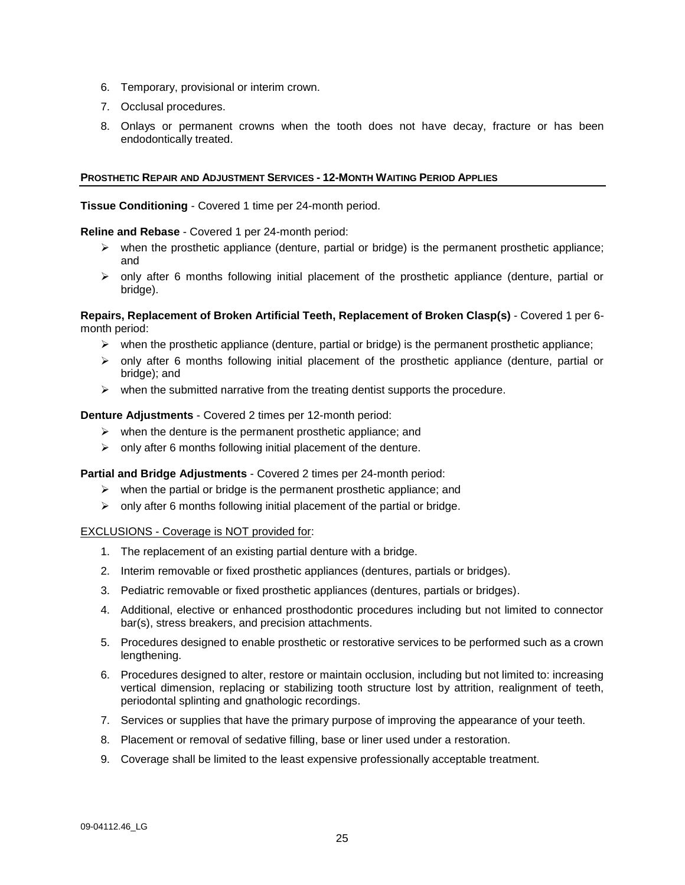6. Temporary, provisional or interim crown.
7. Occlusal procedures.
8. Onlays or permanent crowns when the tooth does not have decay, fracture or has been endodontically treated.

## PROSTHETIC REPAIR AND ADJUSTMENT SERVICES - 12-MONTH WAITING PERIOD APPLIES

**Tissue Conditioning** - Covered 1 time per 24-month period.

**Reline and Rebase** - Covered 1 per 24-month period:

- when the prosthetic appliance (denture, partial or bridge) is the permanent prosthetic appliance; and
- only after 6 months following initial placement of the prosthetic appliance (denture, partial or bridge).

**Repairs, Replacement of Broken Artificial Teeth, Replacement of Broken Clasp(s)** - Covered 1 per 6-month period:

- when the prosthetic appliance (denture, partial or bridge) is the permanent prosthetic appliance;
- only after 6 months following initial placement of the prosthetic appliance (denture, partial or bridge); and
- when the submitted narrative from the treating dentist supports the procedure.

**Denture Adjustments** - Covered 2 times per 12-month period:

- when the denture is the permanent prosthetic appliance; and
- only after 6 months following initial placement of the denture.

**Partial and Bridge Adjustments** - Covered 2 times per 24-month period:

- when the partial or bridge is the permanent prosthetic appliance; and
- only after 6 months following initial placement of the partial or bridge.

EXCLUSIONS - Coverage is NOT provided for:

1. The replacement of an existing partial denture with a bridge.
2. Interim removable or fixed prosthetic appliances (dentures, partials or bridges).
3. Pediatric removable or fixed prosthetic appliances (dentures, partials or bridges).
4. Additional, elective or enhanced prosthodontic procedures including but not limited to connector bar(s), stress breakers, and precision attachments.
5. Procedures designed to enable prosthetic or restorative services to be performed such as a crown lengthening.
6. Procedures designed to alter, restore or maintain occlusion, including but not limited to: increasing vertical dimension, replacing or stabilizing tooth structure lost by attrition, realignment of teeth, periodontal splinting and gnathologic recordings.
7. Services or supplies that have the primary purpose of improving the appearance of your teeth.
8. Placement or removal of sedative filling, base or liner used under a restoration.
9. Coverage shall be limited to the least expensive professionally acceptable treatment.

09-04112.46_LG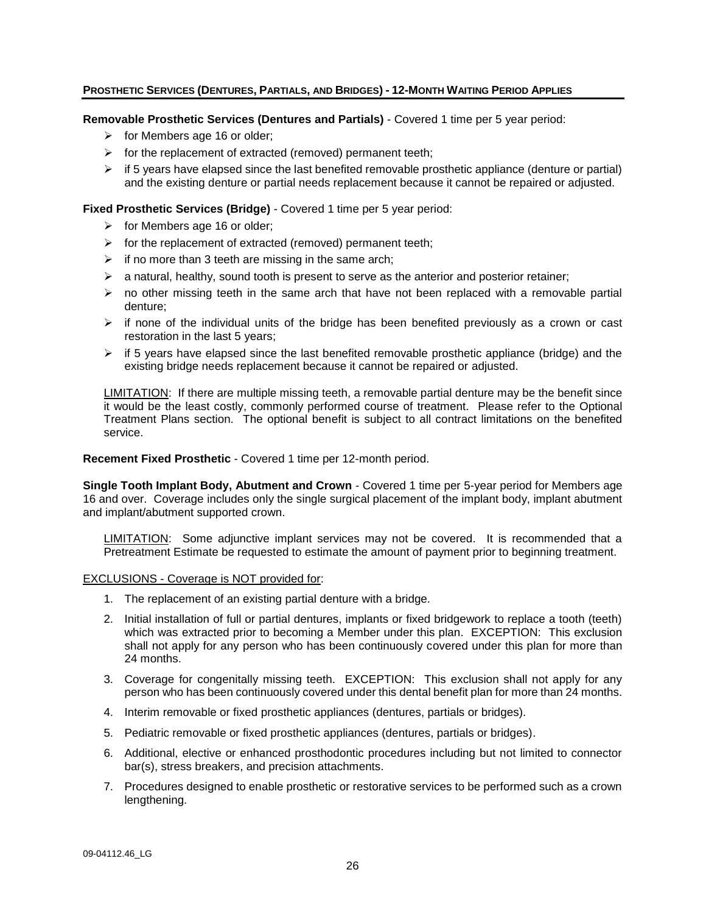## Prosthetic Services (Dentures, Partials, and Bridges) - 12-Month Waiting Period Applies

**Removable Prosthetic Services (Dentures and Partials)** - Covered 1 time per 5 year period:

- for Members age 16 or older;
- for the replacement of extracted (removed) permanent teeth;
- if 5 years have elapsed since the last benefited removable prosthetic appliance (denture or partial) and the existing denture or partial needs replacement because it cannot be repaired or adjusted.

**Fixed Prosthetic Services (Bridge)** - Covered 1 time per 5 year period:

- for Members age 16 or older;
- for the replacement of extracted (removed) permanent teeth;
- if no more than 3 teeth are missing in the same arch;
- a natural, healthy, sound tooth is present to serve as the anterior and posterior retainer;
- no other missing teeth in the same arch that have not been replaced with a removable partial denture;
- if none of the individual units of the bridge has been benefited previously as a crown or cast restoration in the last 5 years;
- if 5 years have elapsed since the last benefited removable prosthetic appliance (bridge) and the existing bridge needs replacement because it cannot be repaired or adjusted.

LIMITATION: If there are multiple missing teeth, a removable partial denture may be the benefit since it would be the least costly, commonly performed course of treatment. Please refer to the Optional Treatment Plans section. The optional benefit is subject to all contract limitations on the benefited service.

**Recement Fixed Prosthetic** - Covered 1 time per 12-month period.

**Single Tooth Implant Body, Abutment and Crown** - Covered 1 time per 5-year period for Members age 16 and over. Coverage includes only the single surgical placement of the implant body, implant abutment and implant/abutment supported crown.

LIMITATION: Some adjunctive implant services may not be covered. It is recommended that a Pretreatment Estimate be requested to estimate the amount of payment prior to beginning treatment.

EXCLUSIONS - Coverage is NOT provided for:

1. The replacement of an existing partial denture with a bridge.
2. Initial installation of full or partial dentures, implants or fixed bridgework to replace a tooth (teeth) which was extracted prior to becoming a Member under this plan. EXCEPTION: This exclusion shall not apply for any person who has been continuously covered under this plan for more than 24 months.
3. Coverage for congenitally missing teeth. EXCEPTION: This exclusion shall not apply for any person who has been continuously covered under this dental benefit plan for more than 24 months.
4. Interim removable or fixed prosthetic appliances (dentures, partials or bridges).
5. Pediatric removable or fixed prosthetic appliances (dentures, partials or bridges).
6. Additional, elective or enhanced prosthodontic procedures including but not limited to connector bar(s), stress breakers, and precision attachments.
7. Procedures designed to enable prosthetic or restorative services to be performed such as a crown lengthening.

09-04112.46_LG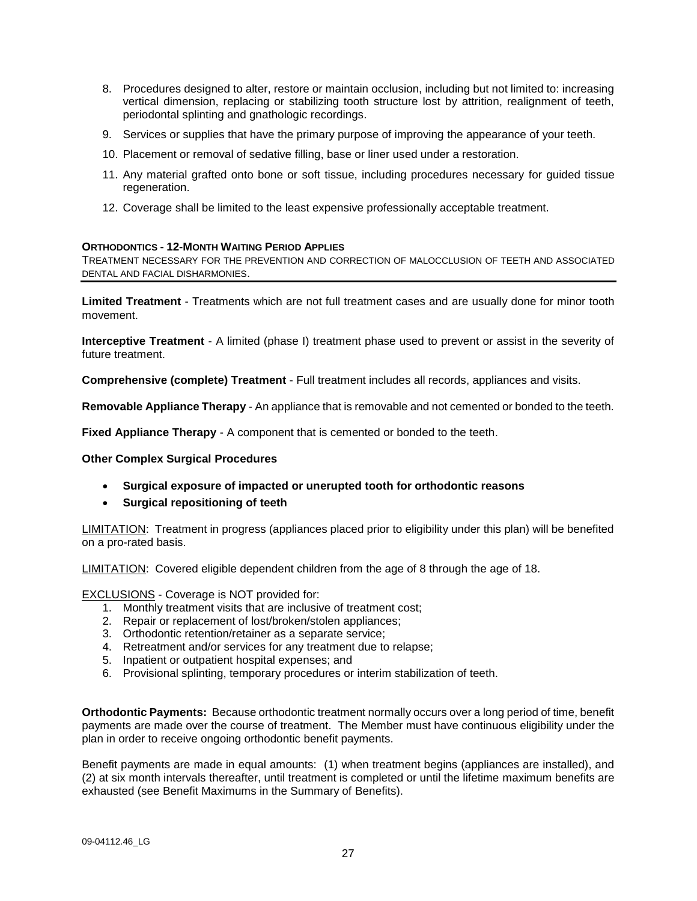8. Procedures designed to alter, restore or maintain occlusion, including but not limited to: increasing vertical dimension, replacing or stabilizing tooth structure lost by attrition, realignment of teeth, periodontal splinting and gnathologic recordings.
9. Services or supplies that have the primary purpose of improving the appearance of your teeth.
10. Placement or removal of sedative filling, base or liner used under a restoration.
11. Any material grafted onto bone or soft tissue, including procedures necessary for guided tissue regeneration.
12. Coverage shall be limited to the least expensive professionally acceptable treatment.

### ORTHODONTICS - 12-MONTH WAITING PERIOD APPLIES

TREATMENT NECESSARY FOR THE PREVENTION AND CORRECTION OF MALOCCLUSION OF TEETH AND ASSOCIATED DENTAL AND FACIAL DISHARMONIES.

---

**Limited Treatment** - Treatments which are not full treatment cases and are usually done for minor tooth movement.

**Interceptive Treatment** - A limited (phase I) treatment phase used to prevent or assist in the severity of future treatment.

**Comprehensive (complete) Treatment** - Full treatment includes all records, appliances and visits.

**Removable Appliance Therapy** - An appliance that is removable and not cemented or bonded to the teeth.

**Fixed Appliance Therapy** - A component that is cemented or bonded to the teeth.

**Other Complex Surgical Procedures**

- **Surgical exposure of impacted or unerupted tooth for orthodontic reasons**
- **Surgical repositioning of teeth**

LIMITATION: Treatment in progress (appliances placed prior to eligibility under this plan) will be benefited on a pro-rated basis.

LIMITATION: Covered eligible dependent children from the age of 8 through the age of 18.

EXCLUSIONS - Coverage is NOT provided for:

1. Monthly treatment visits that are inclusive of treatment cost;
2. Repair or replacement of lost/broken/stolen appliances;
3. Orthodontic retention/retainer as a separate service;
4. Retreatment and/or services for any treatment due to relapse;
5. Inpatient or outpatient hospital expenses; and
6. Provisional splinting, temporary procedures or interim stabilization of teeth.

**Orthodontic Payments:** Because orthodontic treatment normally occurs over a long period of time, benefit payments are made over the course of treatment. The Member must have continuous eligibility under the plan in order to receive ongoing orthodontic benefit payments.

Benefit payments are made in equal amounts: (1) when treatment begins (appliances are installed), and (2) at six month intervals thereafter, until treatment is completed or until the lifetime maximum benefits are exhausted (see Benefit Maximums in the Summary of Benefits).

09-04112.46_LG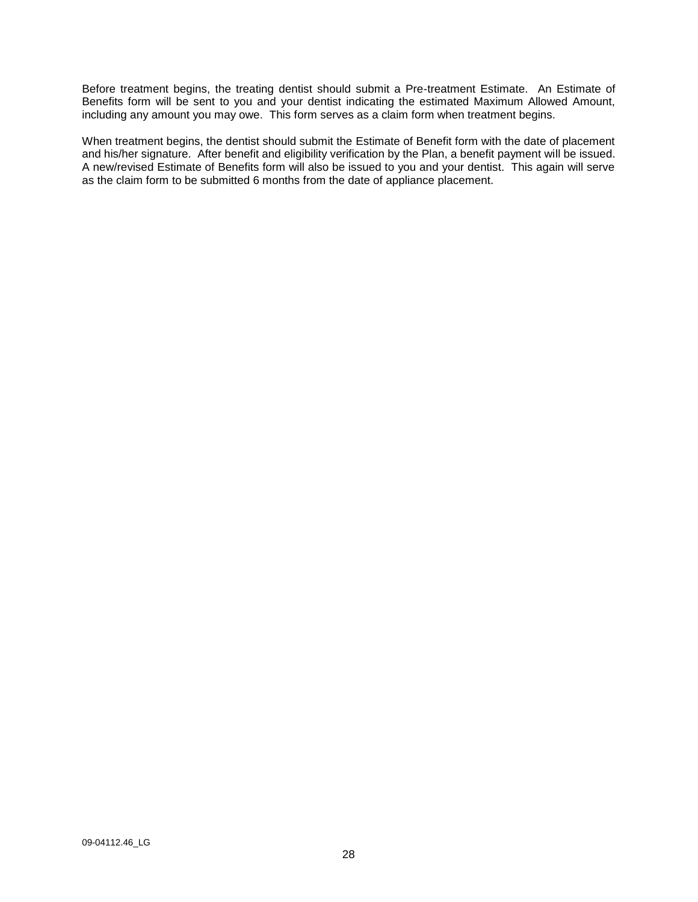Before treatment begins, the treating dentist should submit a Pre-treatment Estimate. An Estimate of Benefits form will be sent to you and your dentist indicating the estimated Maximum Allowed Amount, including any amount you may owe. This form serves as a claim form when treatment begins.

When treatment begins, the dentist should submit the Estimate of Benefit form with the date of placement and his/her signature. After benefit and eligibility verification by the Plan, a benefit payment will be issued. A new/revised Estimate of Benefits form will also be issued to you and your dentist. This again will serve as the claim form to be submitted 6 months from the date of appliance placement.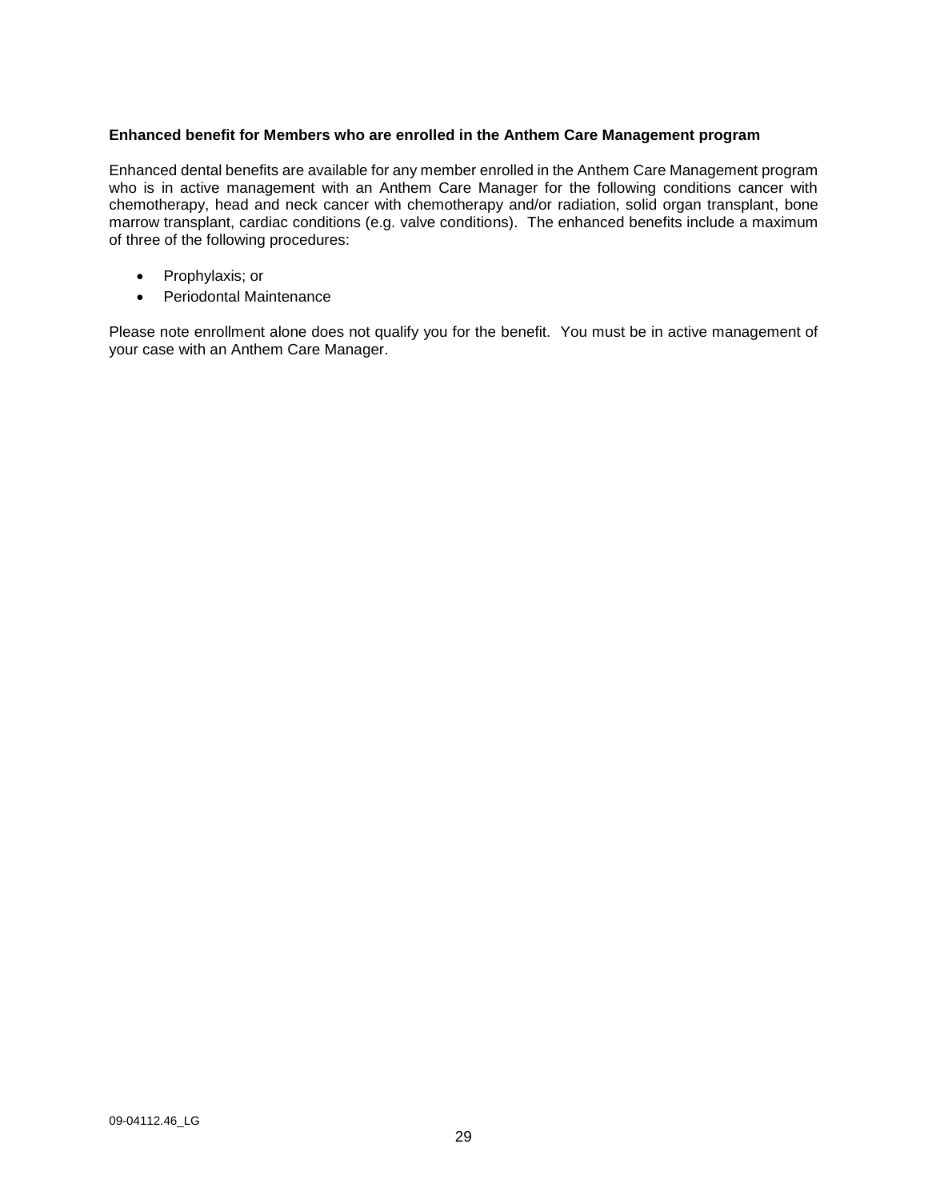**Enhanced benefit for Members who are enrolled in the Anthem Care Management program**

Enhanced dental benefits are available for any member enrolled in the Anthem Care Management program who is in active management with an Anthem Care Manager for the following conditions cancer with chemotherapy, head and neck cancer with chemotherapy and/or radiation, solid organ transplant, bone marrow transplant, cardiac conditions (e.g. valve conditions). The enhanced benefits include a maximum of three of the following procedures:

- Prophylaxis; or
- Periodontal Maintenance

Please note enrollment alone does not qualify you for the benefit. You must be in active management of your case with an Anthem Care Manager.

09-04112.46_LG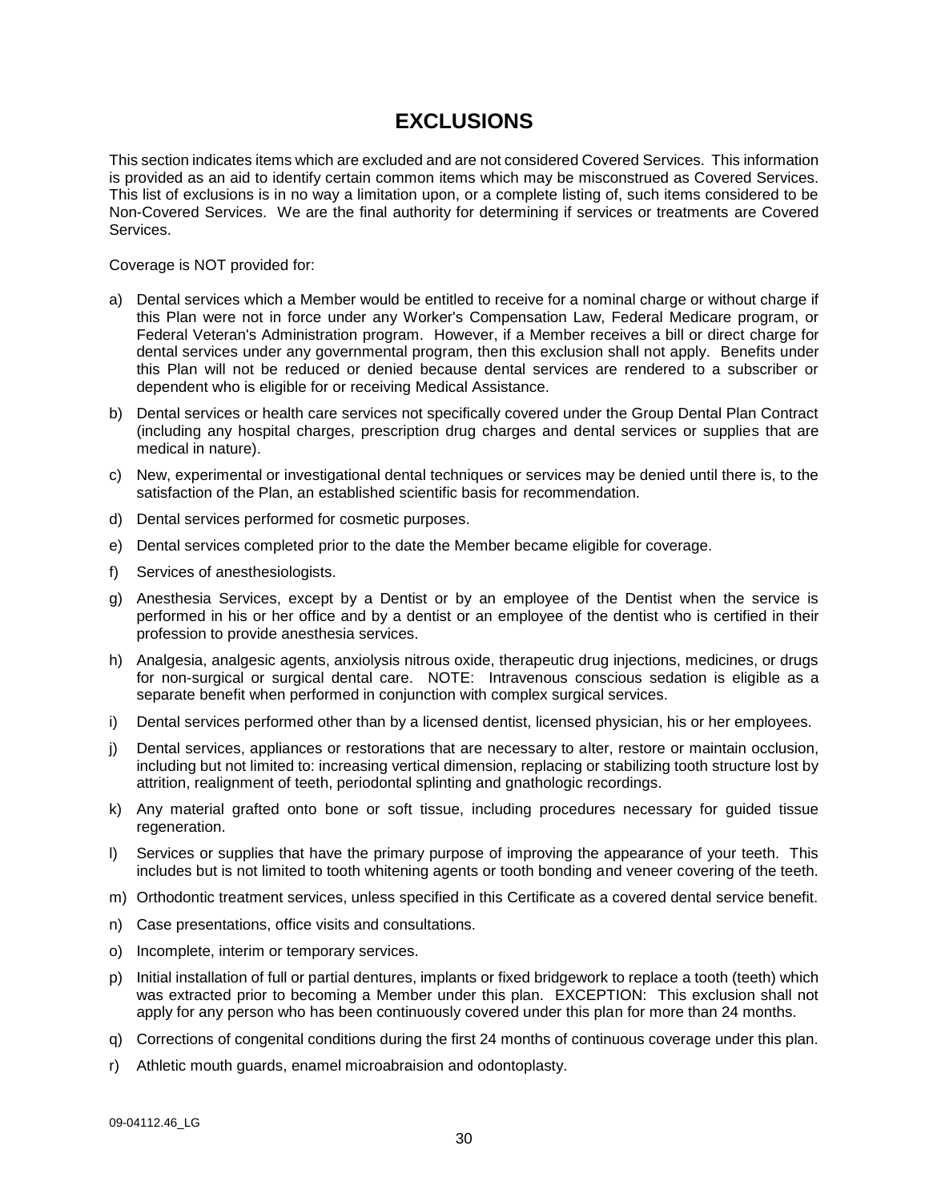# EXCLUSIONS

This section indicates items which are excluded and are not considered Covered Services. This information is provided as an aid to identify certain common items which may be misconstrued as Covered Services. This list of exclusions is in no way a limitation upon, or a complete listing of, such items considered to be Non-Covered Services. We are the final authority for determining if services or treatments are Covered Services.

Coverage is NOT provided for:

a) Dental services which a Member would be entitled to receive for a nominal charge or without charge if this Plan were not in force under any Worker's Compensation Law, Federal Medicare program, or Federal Veteran's Administration program. However, if a Member receives a bill or direct charge for dental services under any governmental program, then this exclusion shall not apply. Benefits under this Plan will not be reduced or denied because dental services are rendered to a subscriber or dependent who is eligible for or receiving Medical Assistance.

b) Dental services or health care services not specifically covered under the Group Dental Plan Contract (including any hospital charges, prescription drug charges and dental services or supplies that are medical in nature).

c) New, experimental or investigational dental techniques or services may be denied until there is, to the satisfaction of the Plan, an established scientific basis for recommendation.

d) Dental services performed for cosmetic purposes.

e) Dental services completed prior to the date the Member became eligible for coverage.

f) Services of anesthesiologists.

g) Anesthesia Services, except by a Dentist or by an employee of the Dentist when the service is performed in his or her office and by a dentist or an employee of the dentist who is certified in their profession to provide anesthesia services.

h) Analgesia, analgesic agents, anxiolysis nitrous oxide, therapeutic drug injections, medicines, or drugs for non-surgical or surgical dental care. NOTE: Intravenous conscious sedation is eligible as a separate benefit when performed in conjunction with complex surgical services.

i) Dental services performed other than by a licensed dentist, licensed physician, his or her employees.

j) Dental services, appliances or restorations that are necessary to alter, restore or maintain occlusion, including but not limited to: increasing vertical dimension, replacing or stabilizing tooth structure lost by attrition, realignment of teeth, periodontal splinting and gnathologic recordings.

k) Any material grafted onto bone or soft tissue, including procedures necessary for guided tissue regeneration.

l) Services or supplies that have the primary purpose of improving the appearance of your teeth. This includes but is not limited to tooth whitening agents or tooth bonding and veneer covering of the teeth.

m) Orthodontic treatment services, unless specified in this Certificate as a covered dental service benefit.

n) Case presentations, office visits and consultations.

o) Incomplete, interim or temporary services.

p) Initial installation of full or partial dentures, implants or fixed bridgework to replace a tooth (teeth) which was extracted prior to becoming a Member under this plan. EXCEPTION: This exclusion shall not apply for any person who has been continuously covered under this plan for more than 24 months.

q) Corrections of congenital conditions during the first 24 months of continuous coverage under this plan.

r) Athletic mouth guards, enamel microabraision and odontoplasty.

09-04112.46_LG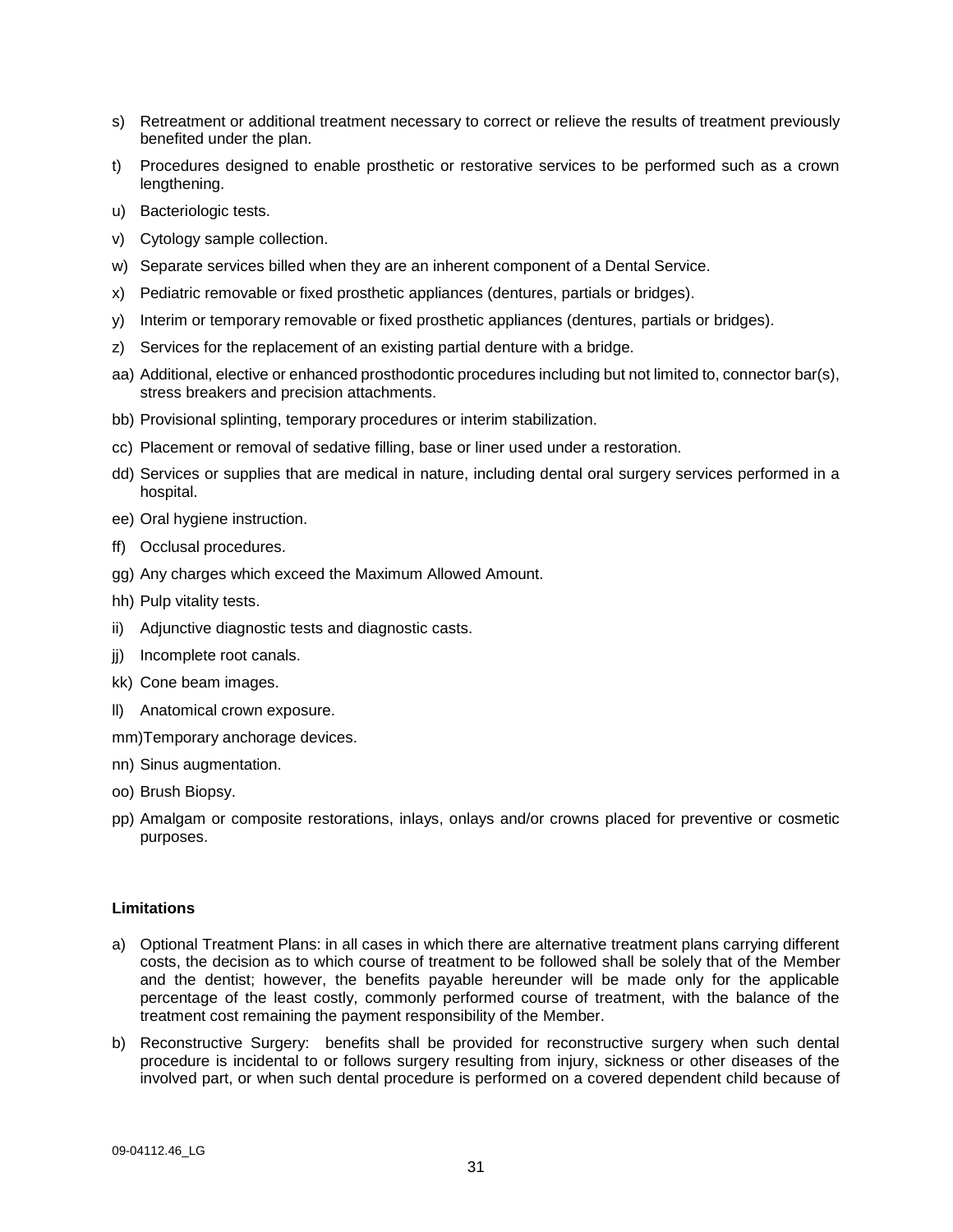s) Retreatment or additional treatment necessary to correct or relieve the results of treatment previously benefited under the plan.

t) Procedures designed to enable prosthetic or restorative services to be performed such as a crown lengthening.

u) Bacteriologic tests.

v) Cytology sample collection.

w) Separate services billed when they are an inherent component of a Dental Service.

x) Pediatric removable or fixed prosthetic appliances (dentures, partials or bridges).

y) Interim or temporary removable or fixed prosthetic appliances (dentures, partials or bridges).

z) Services for the replacement of an existing partial denture with a bridge.

aa) Additional, elective or enhanced prosthodontic procedures including but not limited to, connector bar(s), stress breakers and precision attachments.

bb) Provisional splinting, temporary procedures or interim stabilization.

cc) Placement or removal of sedative filling, base or liner used under a restoration.

dd) Services or supplies that are medical in nature, including dental oral surgery services performed in a hospital.

ee) Oral hygiene instruction.

ff) Occlusal procedures.

gg) Any charges which exceed the Maximum Allowed Amount.

hh) Pulp vitality tests.

ii) Adjunctive diagnostic tests and diagnostic casts.

jj) Incomplete root canals.

kk) Cone beam images.

ll) Anatomical crown exposure.

mm) Temporary anchorage devices.

nn) Sinus augmentation.

oo) Brush Biopsy.

pp) Amalgam or composite restorations, inlays, onlays and/or crowns placed for preventive or cosmetic purposes.

**Limitations**

a) Optional Treatment Plans: in all cases in which there are alternative treatment plans carrying different costs, the decision as to which course of treatment to be followed shall be solely that of the Member and the dentist; however, the benefits payable hereunder will be made only for the applicable percentage of the least costly, commonly performed course of treatment, with the balance of the treatment cost remaining the payment responsibility of the Member.

b) Reconstructive Surgery: benefits shall be provided for reconstructive surgery when such dental procedure is incidental to or follows surgery resulting from injury, sickness or other diseases of the involved part, or when such dental procedure is performed on a covered dependent child because of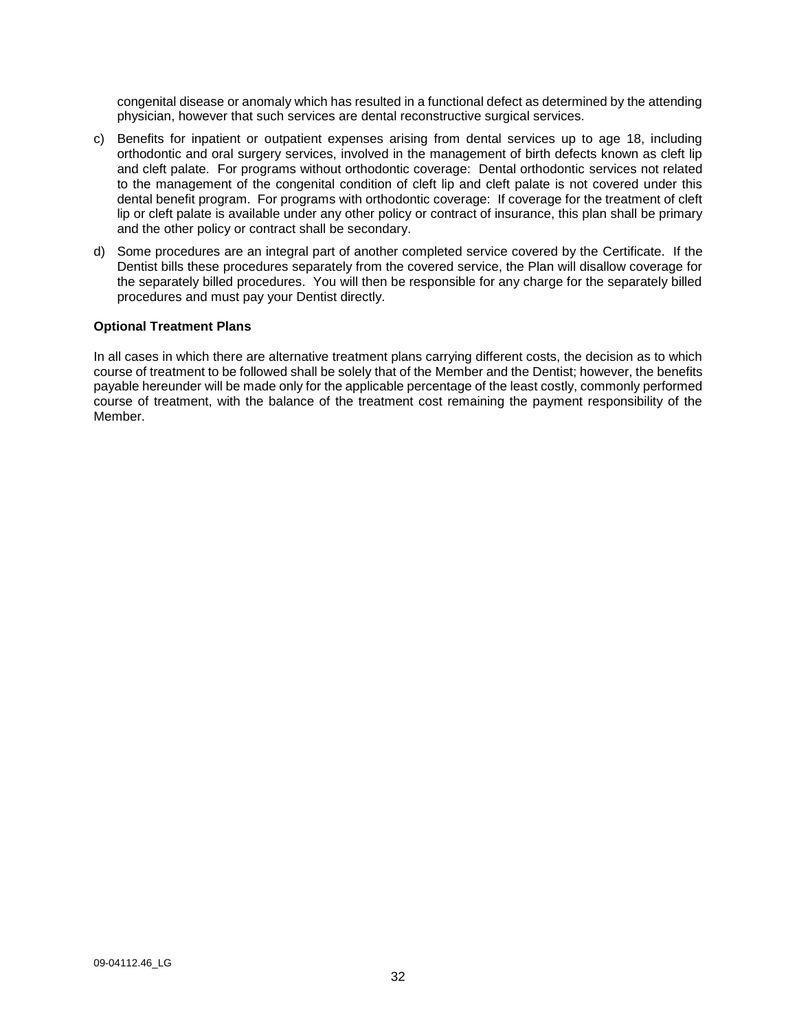congenital disease or anomaly which has resulted in a functional defect as determined by the attending physician, however that such services are dental reconstructive surgical services.

c) Benefits for inpatient or outpatient expenses arising from dental services up to age 18, including orthodontic and oral surgery services, involved in the management of birth defects known as cleft lip and cleft palate. For programs without orthodontic coverage: Dental orthodontic services not related to the management of the congenital condition of cleft lip and cleft palate is not covered under this dental benefit program. For programs with orthodontic coverage: If coverage for the treatment of cleft lip or cleft palate is available under any other policy or contract of insurance, this plan shall be primary and the other policy or contract shall be secondary.

d) Some procedures are an integral part of another completed service covered by the Certificate. If the Dentist bills these procedures separately from the covered service, the Plan will disallow coverage for the separately billed procedures. You will then be responsible for any charge for the separately billed procedures and must pay your Dentist directly.

**Optional Treatment Plans**

In all cases in which there are alternative treatment plans carrying different costs, the decision as to which course of treatment to be followed shall be solely that of the Member and the Dentist; however, the benefits payable hereunder will be made only for the applicable percentage of the least costly, commonly performed course of treatment, with the balance of the treatment cost remaining the payment responsibility of the Member.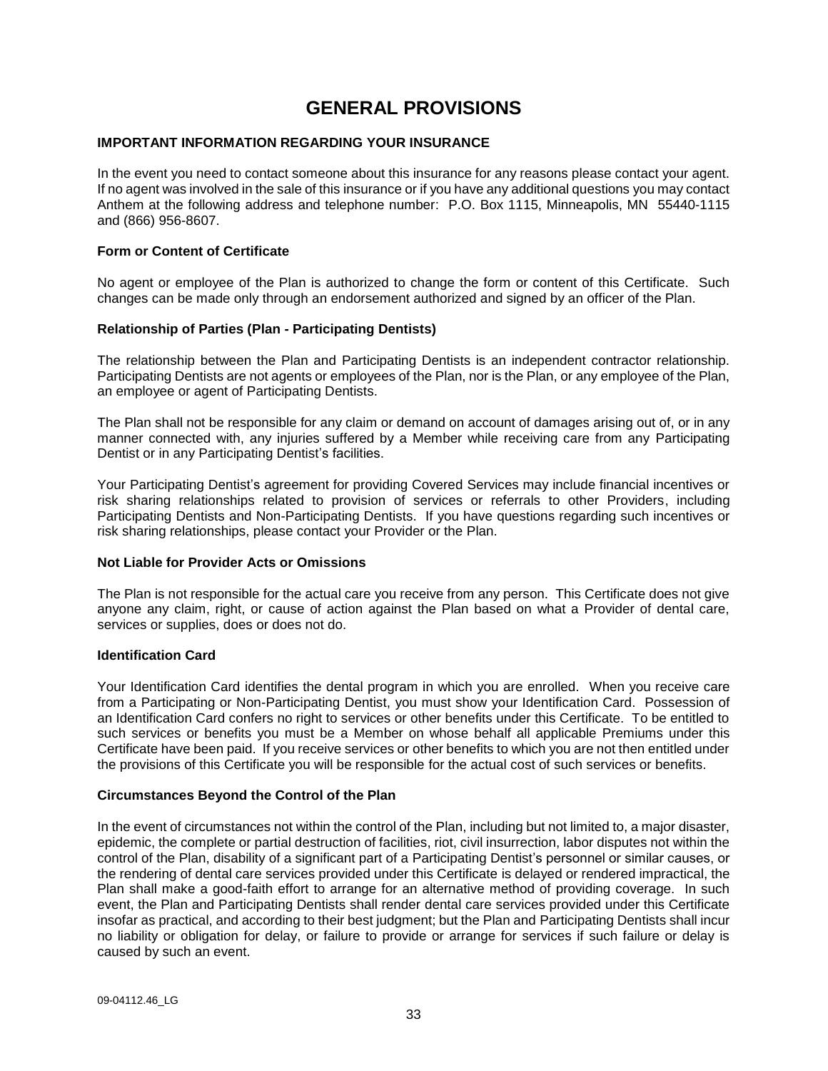# GENERAL PROVISIONS

### IMPORTANT INFORMATION REGARDING YOUR INSURANCE

In the event you need to contact someone about this insurance for any reasons please contact your agent. If no agent was involved in the sale of this insurance or if you have any additional questions you may contact Anthem at the following address and telephone number: P.O. Box 1115, Minneapolis, MN 55440-1115 and (866) 956-8607.

### Form or Content of Certificate

No agent or employee of the Plan is authorized to change the form or content of this Certificate. Such changes can be made only through an endorsement authorized and signed by an officer of the Plan.

### Relationship of Parties (Plan - Participating Dentists)

The relationship between the Plan and Participating Dentists is an independent contractor relationship. Participating Dentists are not agents or employees of the Plan, nor is the Plan, or any employee of the Plan, an employee or agent of Participating Dentists.

The Plan shall not be responsible for any claim or demand on account of damages arising out of, or in any manner connected with, any injuries suffered by a Member while receiving care from any Participating Dentist or in any Participating Dentist's facilities.

Your Participating Dentist's agreement for providing Covered Services may include financial incentives or risk sharing relationships related to provision of services or referrals to other Providers, including Participating Dentists and Non-Participating Dentists. If you have questions regarding such incentives or risk sharing relationships, please contact your Provider or the Plan.

### Not Liable for Provider Acts or Omissions

The Plan is not responsible for the actual care you receive from any person. This Certificate does not give anyone any claim, right, or cause of action against the Plan based on what a Provider of dental care, services or supplies, does or does not do.

### Identification Card

Your Identification Card identifies the dental program in which you are enrolled. When you receive care from a Participating or Non-Participating Dentist, you must show your Identification Card. Possession of an Identification Card confers no right to services or other benefits under this Certificate. To be entitled to such services or benefits you must be a Member on whose behalf all applicable Premiums under this Certificate have been paid. If you receive services or other benefits to which you are not then entitled under the provisions of this Certificate you will be responsible for the actual cost of such services or benefits.

### Circumstances Beyond the Control of the Plan

In the event of circumstances not within the control of the Plan, including but not limited to, a major disaster, epidemic, the complete or partial destruction of facilities, riot, civil insurrection, labor disputes not within the control of the Plan, disability of a significant part of a Participating Dentist's personnel or similar causes, or the rendering of dental care services provided under this Certificate is delayed or rendered impractical, the Plan shall make a good-faith effort to arrange for an alternative method of providing coverage. In such event, the Plan and Participating Dentists shall render dental care services provided under this Certificate insofar as practical, and according to their best judgment; but the Plan and Participating Dentists shall incur no liability or obligation for delay, or failure to provide or arrange for services if such failure or delay is caused by such an event.

09-04112.46_LG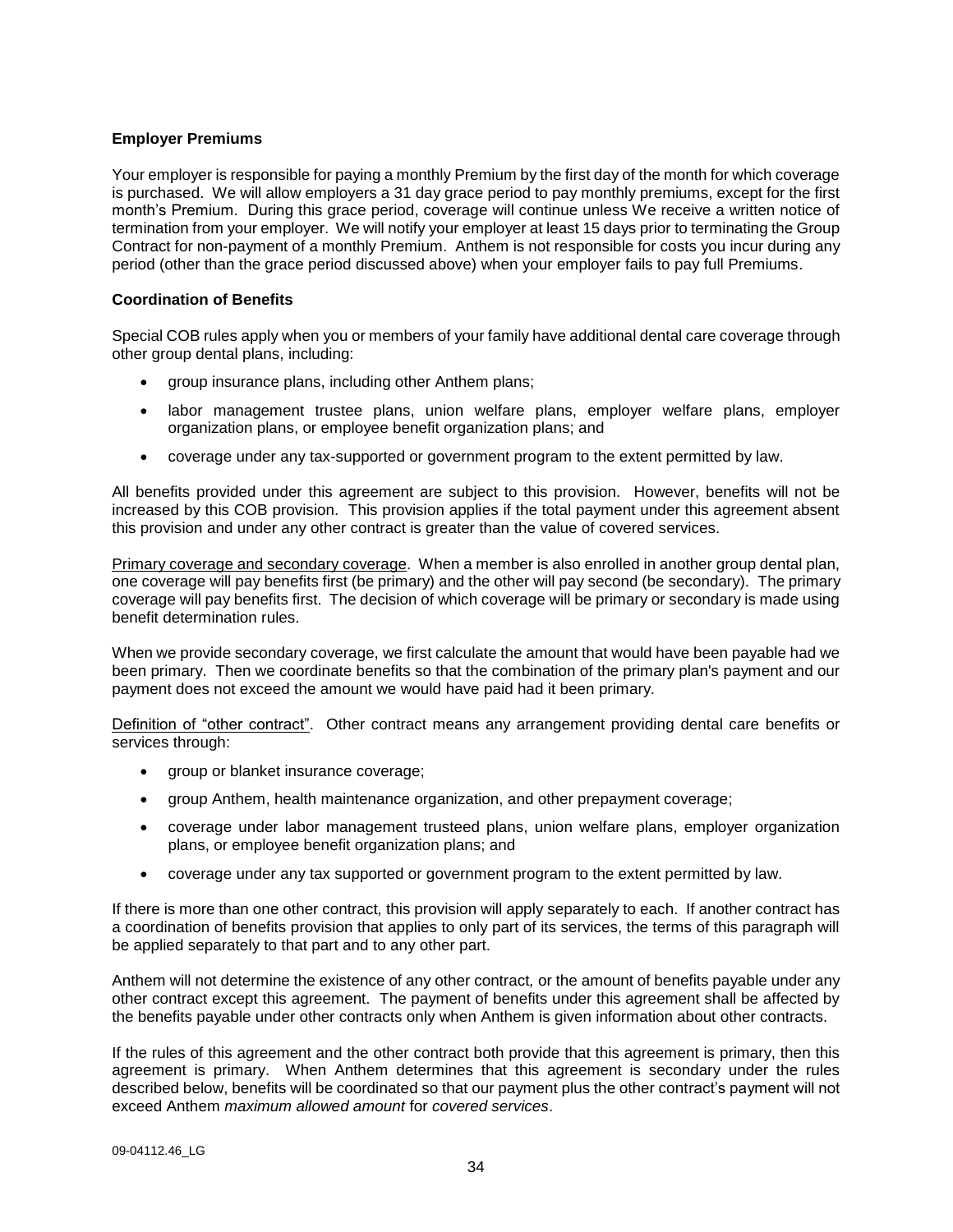**Employer Premiums**

Your employer is responsible for paying a monthly Premium by the first day of the month for which coverage is purchased. We will allow employers a 31 day grace period to pay monthly premiums, except for the first month's Premium. During this grace period, coverage will continue unless We receive a written notice of termination from your employer. We will notify your employer at least 15 days prior to terminating the Group Contract for non-payment of a monthly Premium. Anthem is not responsible for costs you incur during any period (other than the grace period discussed above) when your employer fails to pay full Premiums.

**Coordination of Benefits**

Special COB rules apply when you or members of your family have additional dental care coverage through other group dental plans, including:

- group insurance plans, including other Anthem plans;
- labor management trustee plans, union welfare plans, employer welfare plans, employer organization plans, or employee benefit organization plans; and
- coverage under any tax-supported or government program to the extent permitted by law.

All benefits provided under this agreement are subject to this provision. However, benefits will not be increased by this COB provision. This provision applies if the total payment under this agreement absent this provision and under any other contract is greater than the value of covered services.

Primary coverage and secondary coverage. When a member is also enrolled in another group dental plan, one coverage will pay benefits first (be primary) and the other will pay second (be secondary). The primary coverage will pay benefits first. The decision of which coverage will be primary or secondary is made using benefit determination rules.

When we provide secondary coverage, we first calculate the amount that would have been payable had we been primary. Then we coordinate benefits so that the combination of the primary plan's payment and our payment does not exceed the amount we would have paid had it been primary.

Definition of "other contract". Other contract means any arrangement providing dental care benefits or services through:

- group or blanket insurance coverage;
- group Anthem, health maintenance organization, and other prepayment coverage;
- coverage under labor management trusteed plans, union welfare plans, employer organization plans, or employee benefit organization plans; and
- coverage under any tax supported or government program to the extent permitted by law.

If there is more than one other contract, this provision will apply separately to each. If another contract has a coordination of benefits provision that applies to only part of its services, the terms of this paragraph will be applied separately to that part and to any other part.

Anthem will not determine the existence of any other contract, or the amount of benefits payable under any other contract except this agreement. The payment of benefits under this agreement shall be affected by the benefits payable under other contracts only when Anthem is given information about other contracts.

If the rules of this agreement and the other contract both provide that this agreement is primary, then this agreement is primary. When Anthem determines that this agreement is secondary under the rules described below, benefits will be coordinated so that our payment plus the other contract's payment will not exceed Anthem *maximum allowed amount* for *covered services*.

09-04112.46_LG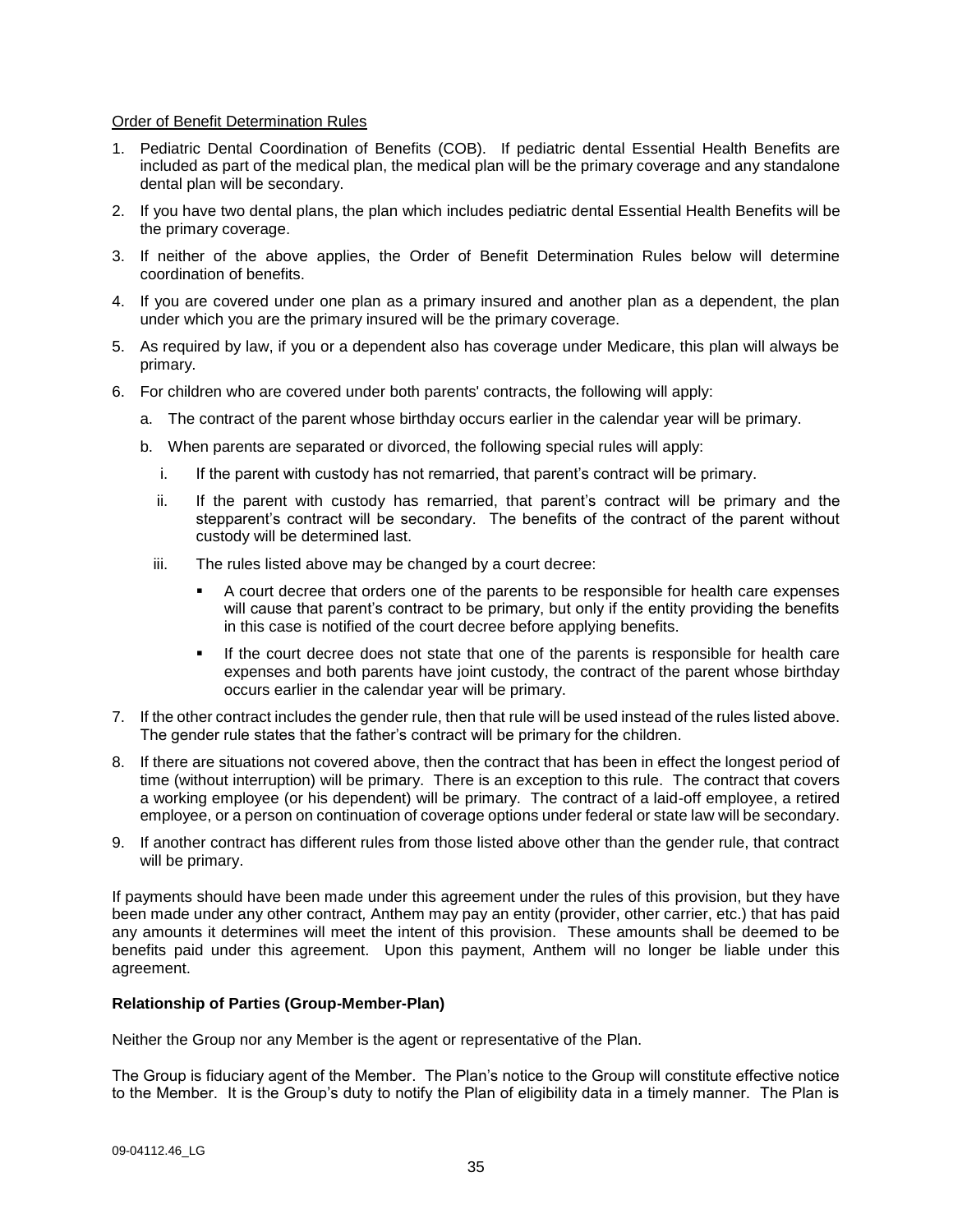Order of Benefit Determination Rules

1. Pediatric Dental Coordination of Benefits (COB). If pediatric dental Essential Health Benefits are included as part of the medical plan, the medical plan will be the primary coverage and any standalone dental plan will be secondary.
2. If you have two dental plans, the plan which includes pediatric dental Essential Health Benefits will be the primary coverage.
3. If neither of the above applies, the Order of Benefit Determination Rules below will determine coordination of benefits.
4. If you are covered under one plan as a primary insured and another plan as a dependent, the plan under which you are the primary insured will be the primary coverage.
5. As required by law, if you or a dependent also has coverage under Medicare, this plan will always be primary.
6. For children who are covered under both parents' contracts, the following will apply:
   a. The contract of the parent whose birthday occurs earlier in the calendar year will be primary.
   b. When parents are separated or divorced, the following special rules will apply:
      i. If the parent with custody has not remarried, that parent's contract will be primary.
      ii. If the parent with custody has remarried, that parent's contract will be primary and the stepparent's contract will be secondary. The benefits of the contract of the parent without custody will be determined last.
      iii. The rules listed above may be changed by a court decree:
         - A court decree that orders one of the parents to be responsible for health care expenses will cause that parent's contract to be primary, but only if the entity providing the benefits in this case is notified of the court decree before applying benefits.
         - If the court decree does not state that one of the parents is responsible for health care expenses and both parents have joint custody, the contract of the parent whose birthday occurs earlier in the calendar year will be primary.
7. If the other contract includes the gender rule, then that rule will be used instead of the rules listed above. The gender rule states that the father's contract will be primary for the children.
8. If there are situations not covered above, then the contract that has been in effect the longest period of time (without interruption) will be primary. There is an exception to this rule. The contract that covers a working employee (or his dependent) will be primary. The contract of a laid-off employee, a retired employee, or a person on continuation of coverage options under federal or state law will be secondary.
9. If another contract has different rules from those listed above other than the gender rule, that contract will be primary.

If payments should have been made under this agreement under the rules of this provision, but they have been made under any other contract, Anthem may pay an entity (provider, other carrier, etc.) that has paid any amounts it determines will meet the intent of this provision. These amounts shall be deemed to be benefits paid under this agreement. Upon this payment, Anthem will no longer be liable under this agreement.

**Relationship of Parties (Group-Member-Plan)**

Neither the Group nor any Member is the agent or representative of the Plan.

The Group is fiduciary agent of the Member. The Plan's notice to the Group will constitute effective notice to the Member. It is the Group's duty to notify the Plan of eligibility data in a timely manner. The Plan is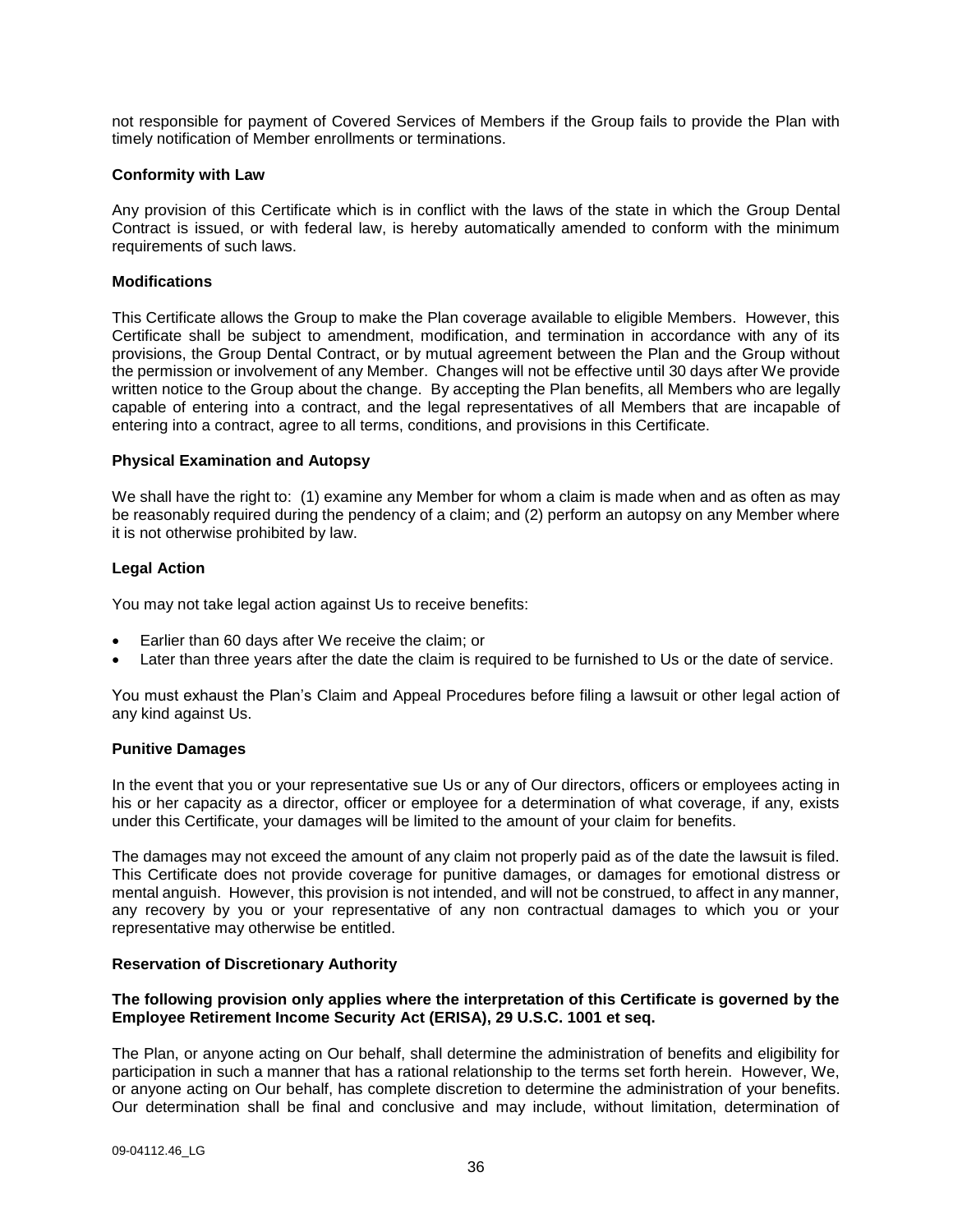not responsible for payment of Covered Services of Members if the Group fails to provide the Plan with timely notification of Member enrollments or terminations.

**Conformity with Law**

Any provision of this Certificate which is in conflict with the laws of the state in which the Group Dental Contract is issued, or with federal law, is hereby automatically amended to conform with the minimum requirements of such laws.

**Modifications**

This Certificate allows the Group to make the Plan coverage available to eligible Members. However, this Certificate shall be subject to amendment, modification, and termination in accordance with any of its provisions, the Group Dental Contract, or by mutual agreement between the Plan and the Group without the permission or involvement of any Member. Changes will not be effective until 30 days after We provide written notice to the Group about the change. By accepting the Plan benefits, all Members who are legally capable of entering into a contract, and the legal representatives of all Members that are incapable of entering into a contract, agree to all terms, conditions, and provisions in this Certificate.

**Physical Examination and Autopsy**

We shall have the right to: (1) examine any Member for whom a claim is made when and as often as may be reasonably required during the pendency of a claim; and (2) perform an autopsy on any Member where it is not otherwise prohibited by law.

**Legal Action**

You may not take legal action against Us to receive benefits:

- Earlier than 60 days after We receive the claim; or
- Later than three years after the date the claim is required to be furnished to Us or the date of service.

You must exhaust the Plan's Claim and Appeal Procedures before filing a lawsuit or other legal action of any kind against Us.

**Punitive Damages**

In the event that you or your representative sue Us or any of Our directors, officers or employees acting in his or her capacity as a director, officer or employee for a determination of what coverage, if any, exists under this Certificate, your damages will be limited to the amount of your claim for benefits.

The damages may not exceed the amount of any claim not properly paid as of the date the lawsuit is filed. This Certificate does not provide coverage for punitive damages, or damages for emotional distress or mental anguish. However, this provision is not intended, and will not be construed, to affect in any manner, any recovery by you or your representative of any non contractual damages to which you or your representative may otherwise be entitled.

**Reservation of Discretionary Authority**

**The following provision only applies where the interpretation of this Certificate is governed by the Employee Retirement Income Security Act (ERISA), 29 U.S.C. 1001 et seq.**

The Plan, or anyone acting on Our behalf, shall determine the administration of benefits and eligibility for participation in such a manner that has a rational relationship to the terms set forth herein. However, We, or anyone acting on Our behalf, has complete discretion to determine the administration of your benefits. Our determination shall be final and conclusive and may include, without limitation, determination of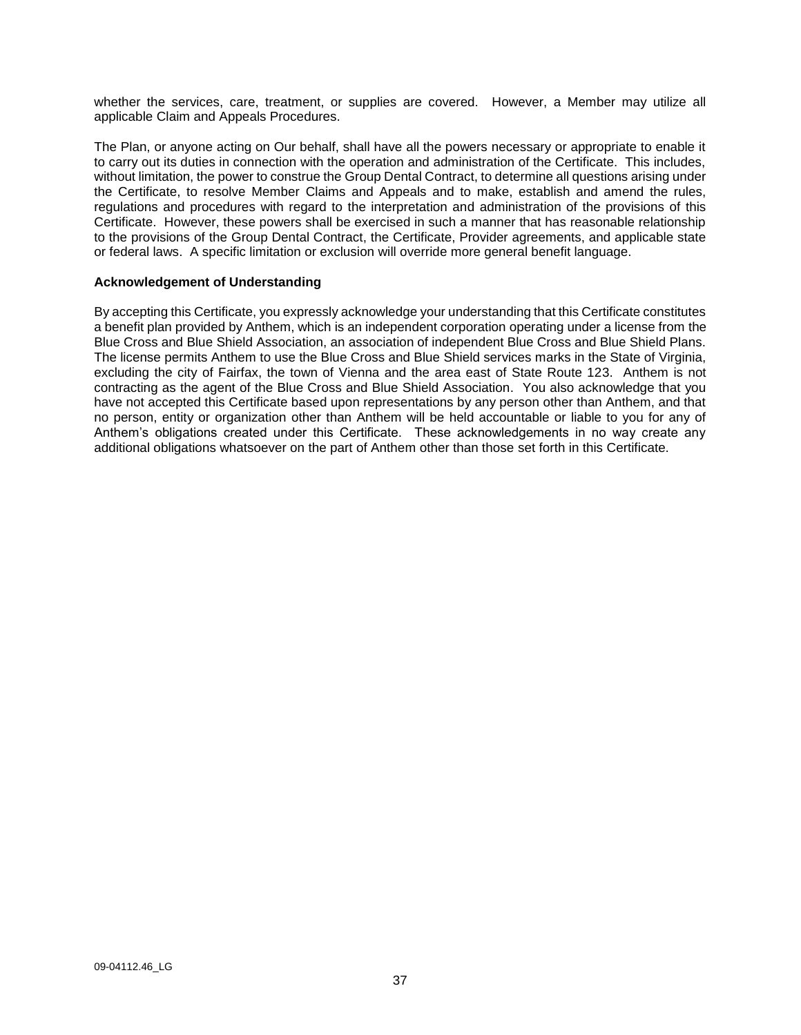whether the services, care, treatment, or supplies are covered. However, a Member may utilize all applicable Claim and Appeals Procedures.

The Plan, or anyone acting on Our behalf, shall have all the powers necessary or appropriate to enable it to carry out its duties in connection with the operation and administration of the Certificate. This includes, without limitation, the power to construe the Group Dental Contract, to determine all questions arising under the Certificate, to resolve Member Claims and Appeals and to make, establish and amend the rules, regulations and procedures with regard to the interpretation and administration of the provisions of this Certificate. However, these powers shall be exercised in such a manner that has reasonable relationship to the provisions of the Group Dental Contract, the Certificate, Provider agreements, and applicable state or federal laws. A specific limitation or exclusion will override more general benefit language.

**Acknowledgement of Understanding**

By accepting this Certificate, you expressly acknowledge your understanding that this Certificate constitutes a benefit plan provided by Anthem, which is an independent corporation operating under a license from the Blue Cross and Blue Shield Association, an association of independent Blue Cross and Blue Shield Plans. The license permits Anthem to use the Blue Cross and Blue Shield services marks in the State of Virginia, excluding the city of Fairfax, the town of Vienna and the area east of State Route 123. Anthem is not contracting as the agent of the Blue Cross and Blue Shield Association. You also acknowledge that you have not accepted this Certificate based upon representations by any person other than Anthem, and that no person, entity or organization other than Anthem will be held accountable or liable to you for any of Anthem's obligations created under this Certificate. These acknowledgements in no way create any additional obligations whatsoever on the part of Anthem other than those set forth in this Certificate.

09-04112.46_LG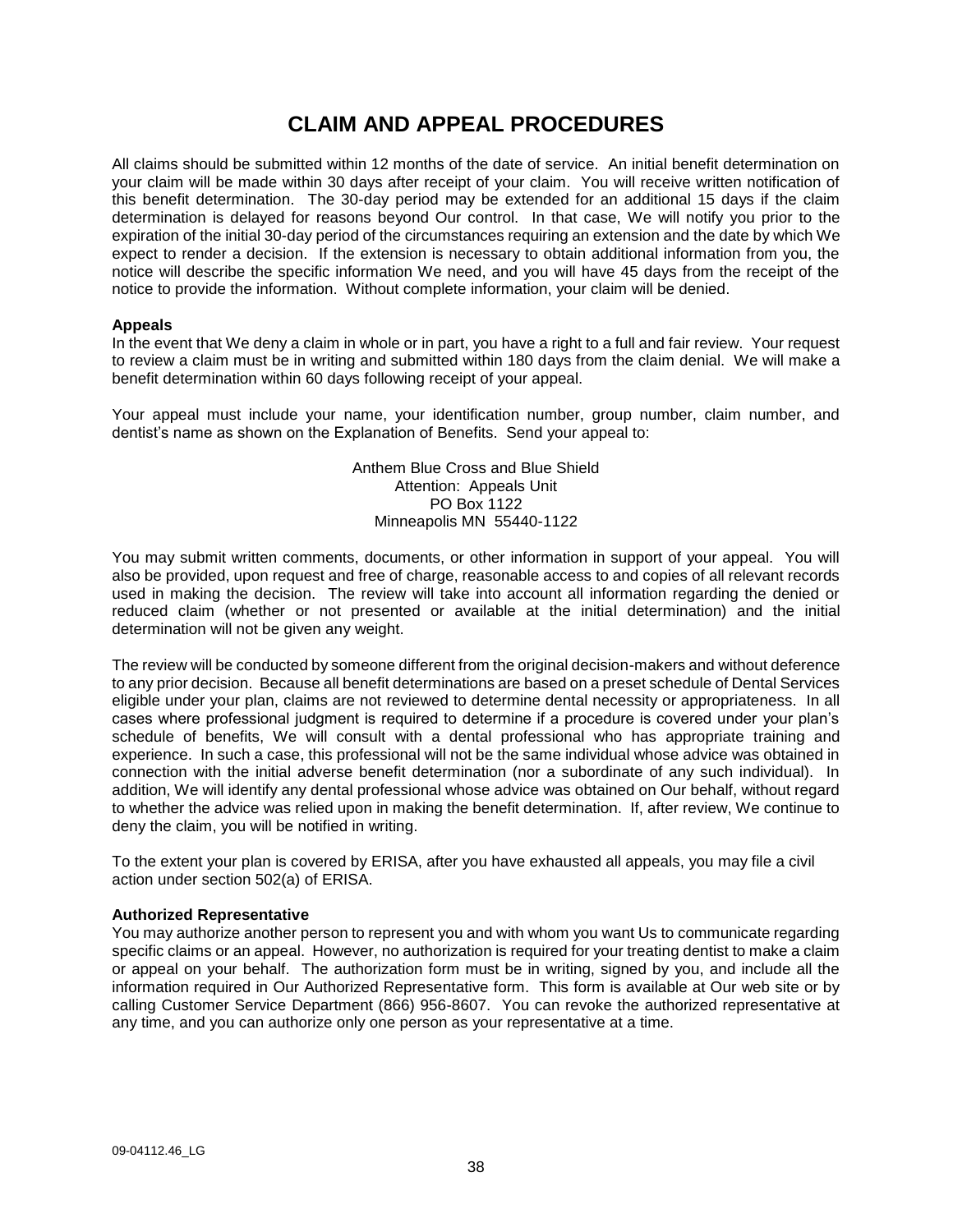# CLAIM AND APPEAL PROCEDURES

All claims should be submitted within 12 months of the date of service. An initial benefit determination on your claim will be made within 30 days after receipt of your claim. You will receive written notification of this benefit determination. The 30-day period may be extended for an additional 15 days if the claim determination is delayed for reasons beyond Our control. In that case, We will notify you prior to the expiration of the initial 30-day period of the circumstances requiring an extension and the date by which We expect to render a decision. If the extension is necessary to obtain additional information from you, the notice will describe the specific information We need, and you will have 45 days from the receipt of the notice to provide the information. Without complete information, your claim will be denied.

**Appeals**

In the event that We deny a claim in whole or in part, you have a right to a full and fair review. Your request to review a claim must be in writing and submitted within 180 days from the claim denial. We will make a benefit determination within 60 days following receipt of your appeal.

Your appeal must include your name, your identification number, group number, claim number, and dentist's name as shown on the Explanation of Benefits. Send your appeal to:

Anthem Blue Cross and Blue Shield
Attention: Appeals Unit
PO Box 1122
Minneapolis MN 55440-1122

You may submit written comments, documents, or other information in support of your appeal. You will also be provided, upon request and free of charge, reasonable access to and copies of all relevant records used in making the decision. The review will take into account all information regarding the denied or reduced claim (whether or not presented or available at the initial determination) and the initial determination will not be given any weight.

The review will be conducted by someone different from the original decision-makers and without deference to any prior decision. Because all benefit determinations are based on a preset schedule of Dental Services eligible under your plan, claims are not reviewed to determine dental necessity or appropriateness. In all cases where professional judgment is required to determine if a procedure is covered under your plan's schedule of benefits, We will consult with a dental professional who has appropriate training and experience. In such a case, this professional will not be the same individual whose advice was obtained in connection with the initial adverse benefit determination (nor a subordinate of any such individual). In addition, We will identify any dental professional whose advice was obtained on Our behalf, without regard to whether the advice was relied upon in making the benefit determination. If, after review, We continue to deny the claim, you will be notified in writing.

To the extent your plan is covered by ERISA, after you have exhausted all appeals, you may file a civil action under section 502(a) of ERISA.

**Authorized Representative**

You may authorize another person to represent you and with whom you want Us to communicate regarding specific claims or an appeal. However, no authorization is required for your treating dentist to make a claim or appeal on your behalf. The authorization form must be in writing, signed by you, and include all the information required in Our Authorized Representative form. This form is available at Our web site or by calling Customer Service Department (866) 956-8607. You can revoke the authorized representative at any time, and you can authorize only one person as your representative at a time.

09-04112.46_LG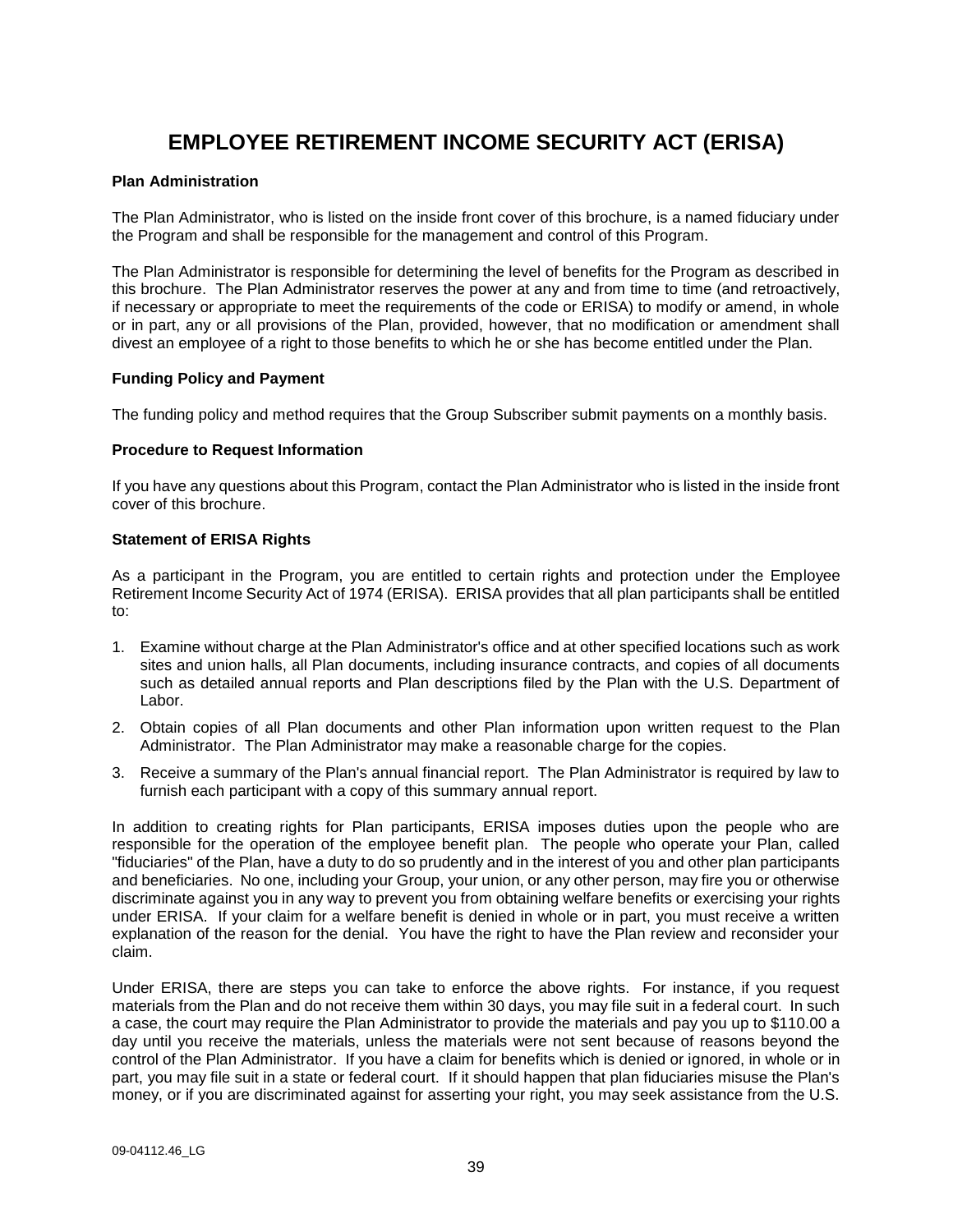# EMPLOYEE RETIREMENT INCOME SECURITY ACT (ERISA)

**Plan Administration**

The Plan Administrator, who is listed on the inside front cover of this brochure, is a named fiduciary under the Program and shall be responsible for the management and control of this Program.

The Plan Administrator is responsible for determining the level of benefits for the Program as described in this brochure. The Plan Administrator reserves the power at any and from time to time (and retroactively, if necessary or appropriate to meet the requirements of the code or ERISA) to modify or amend, in whole or in part, any or all provisions of the Plan, provided, however, that no modification or amendment shall divest an employee of a right to those benefits to which he or she has become entitled under the Plan.

**Funding Policy and Payment**

The funding policy and method requires that the Group Subscriber submit payments on a monthly basis.

**Procedure to Request Information**

If you have any questions about this Program, contact the Plan Administrator who is listed in the inside front cover of this brochure.

**Statement of ERISA Rights**

As a participant in the Program, you are entitled to certain rights and protection under the Employee Retirement Income Security Act of 1974 (ERISA). ERISA provides that all plan participants shall be entitled to:

1. Examine without charge at the Plan Administrator's office and at other specified locations such as work sites and union halls, all Plan documents, including insurance contracts, and copies of all documents such as detailed annual reports and Plan descriptions filed by the Plan with the U.S. Department of Labor.
2. Obtain copies of all Plan documents and other Plan information upon written request to the Plan Administrator. The Plan Administrator may make a reasonable charge for the copies.
3. Receive a summary of the Plan's annual financial report. The Plan Administrator is required by law to furnish each participant with a copy of this summary annual report.

In addition to creating rights for Plan participants, ERISA imposes duties upon the people who are responsible for the operation of the employee benefit plan. The people who operate your Plan, called "fiduciaries" of the Plan, have a duty to do so prudently and in the interest of you and other plan participants and beneficiaries. No one, including your Group, your union, or any other person, may fire you or otherwise discriminate against you in any way to prevent you from obtaining welfare benefits or exercising your rights under ERISA. If your claim for a welfare benefit is denied in whole or in part, you must receive a written explanation of the reason for the denial. You have the right to have the Plan review and reconsider your claim.

Under ERISA, there are steps you can take to enforce the above rights. For instance, if you request materials from the Plan and do not receive them within 30 days, you may file suit in a federal court. In such a case, the court may require the Plan Administrator to provide the materials and pay you up to $110.00 a day until you receive the materials, unless the materials were not sent because of reasons beyond the control of the Plan Administrator. If you have a claim for benefits which is denied or ignored, in whole or in part, you may file suit in a state or federal court. If it should happen that plan fiduciaries misuse the Plan's money, or if you are discriminated against for asserting your right, you may seek assistance from the U.S.

09-04112.46_LG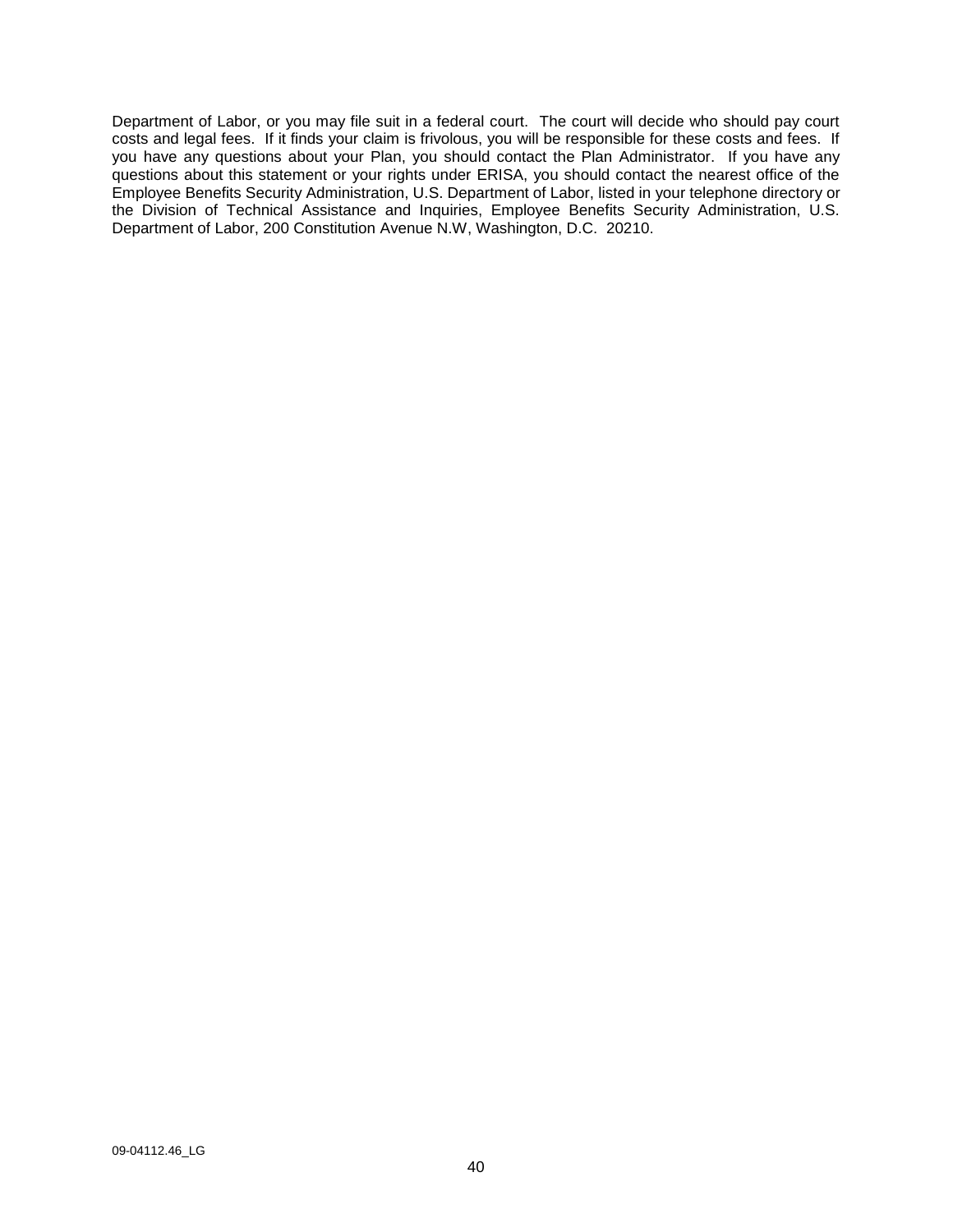Department of Labor, or you may file suit in a federal court. The court will decide who should pay court costs and legal fees. If it finds your claim is frivolous, you will be responsible for these costs and fees. If you have any questions about your Plan, you should contact the Plan Administrator. If you have any questions about this statement or your rights under ERISA, you should contact the nearest office of the Employee Benefits Security Administration, U.S. Department of Labor, listed in your telephone directory or the Division of Technical Assistance and Inquiries, Employee Benefits Security Administration, U.S. Department of Labor, 200 Constitution Avenue N.W, Washington, D.C. 20210.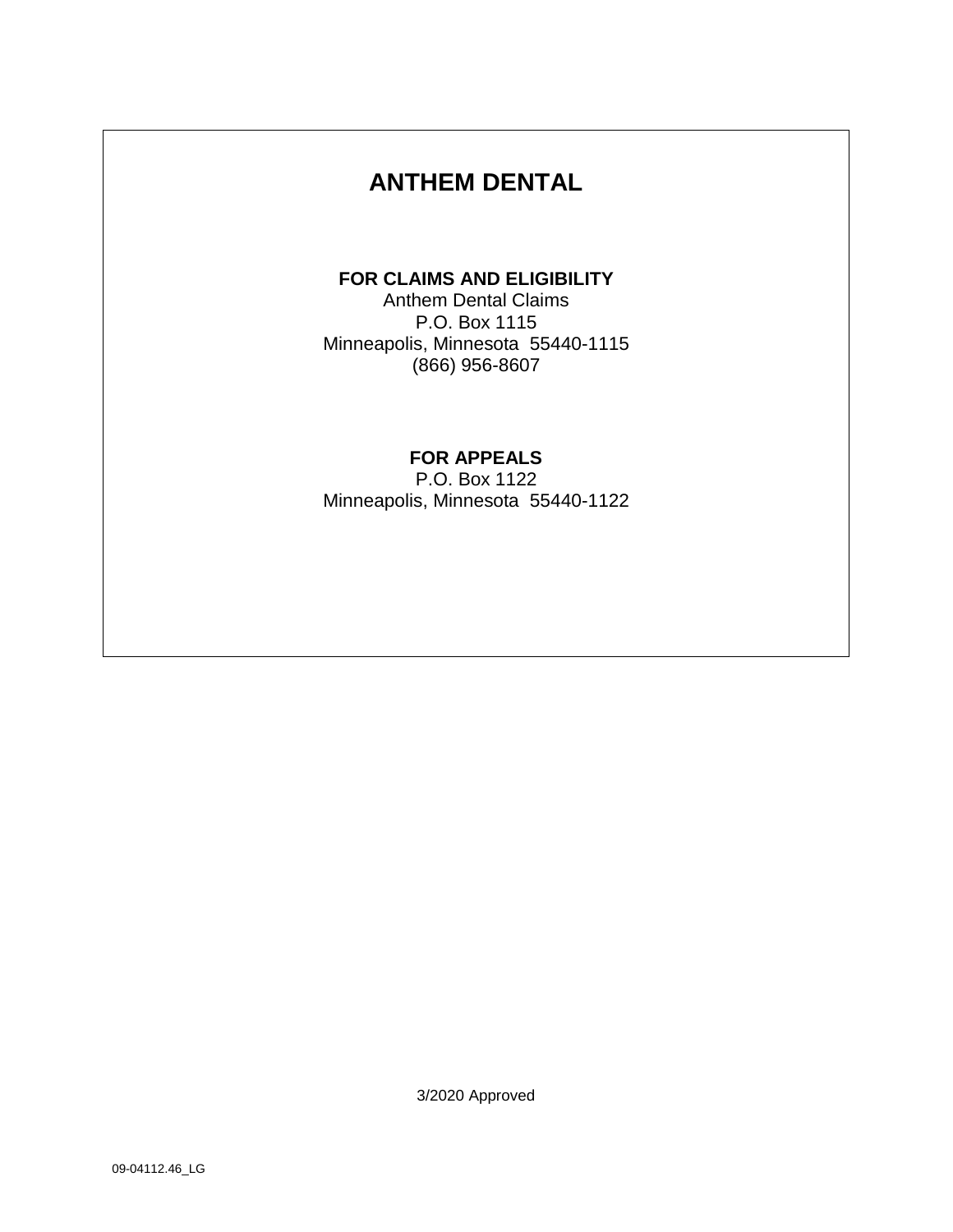# ANTHEM DENTAL

**FOR CLAIMS AND ELIGIBILITY**
Anthem Dental Claims
P.O. Box 1115
Minneapolis, Minnesota 55440-1115
(866) 956-8607

**FOR APPEALS**
P.O. Box 1122
Minneapolis, Minnesota 55440-1122

3/2020 Approved

09-04112.46_LG